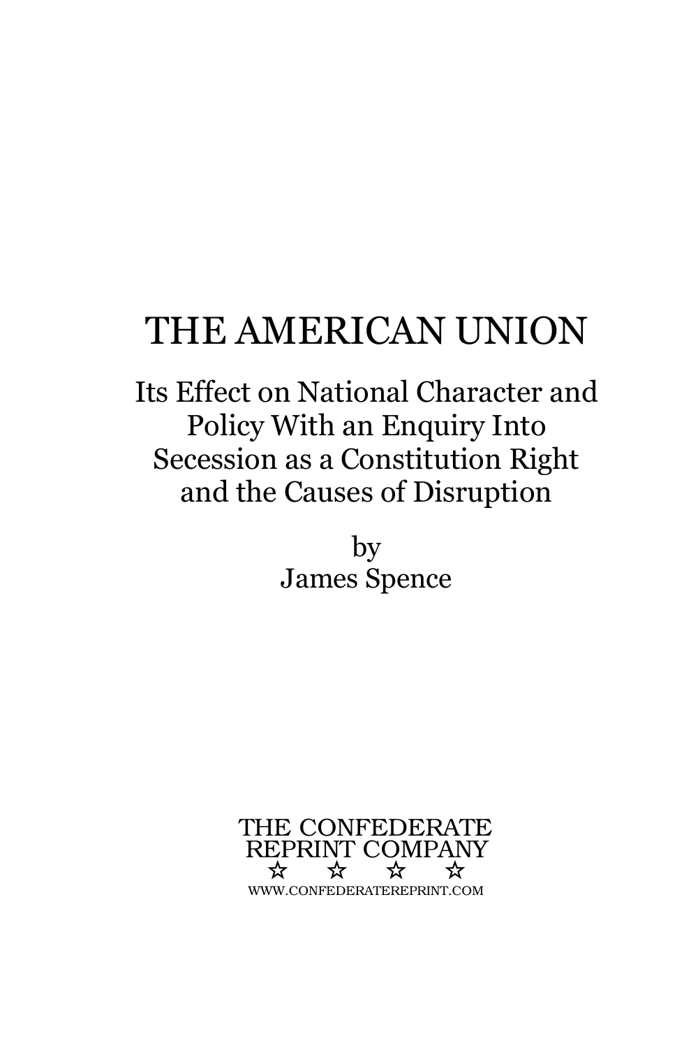# THE AMERICAN UNION

Its Effect on National Character and Policy With an Enquiry Into Secession as a Constitution Right and the Causes of Disruption

by
James Spence

THE CONFEDERATE
REPRINT COMPANY
☆ ☆ ☆ ☆
WWW.CONFEDERATEREPRINT.COM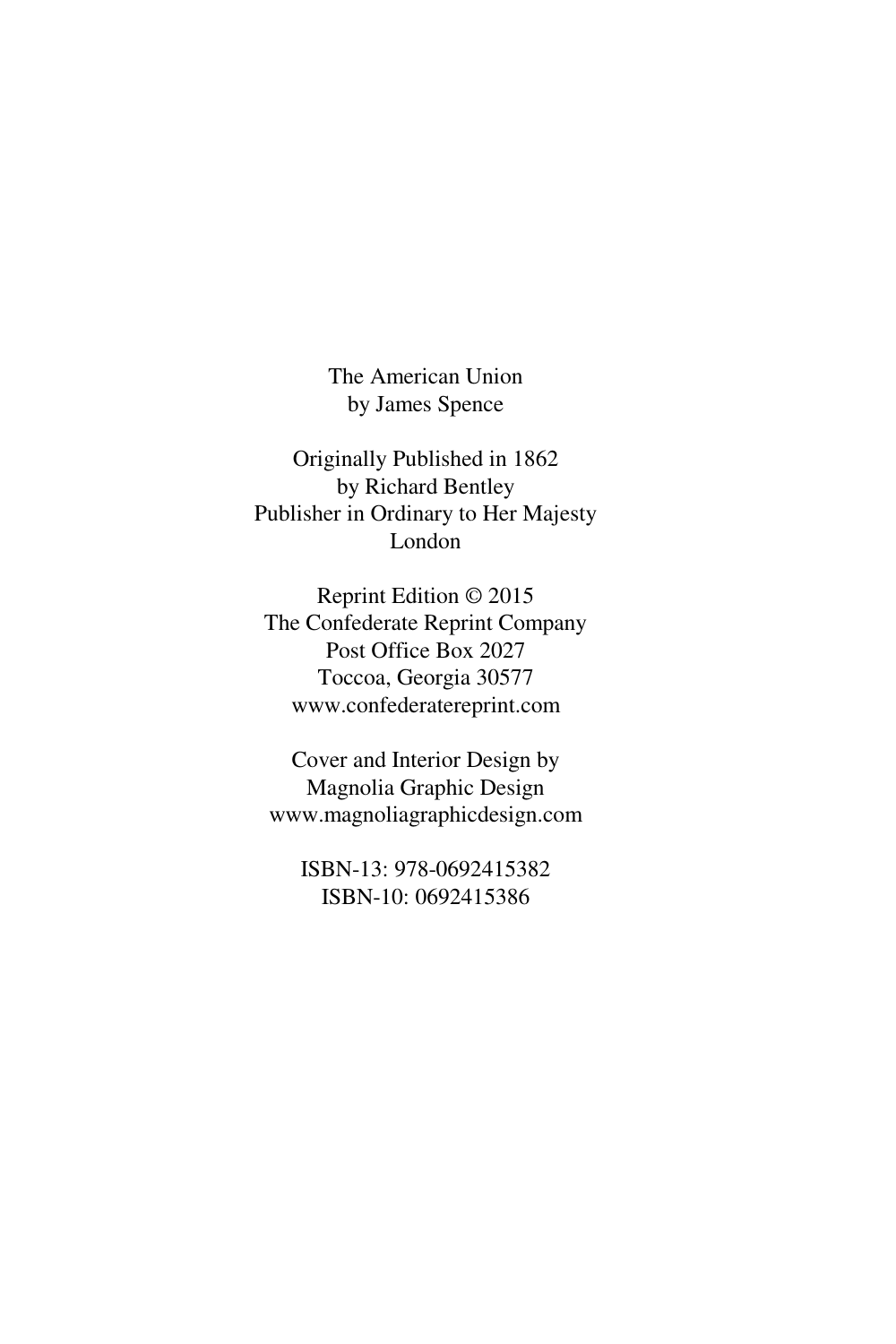The American Union
by James Spence

Originally Published in 1862
by Richard Bentley
Publisher in Ordinary to Her Majesty
London

Reprint Edition © 2015
The Confederate Reprint Company
Post Office Box 2027
Toccoa, Georgia 30577
www.confederatereprint.com

Cover and Interior Design by
Magnolia Graphic Design
www.magnoliagraphicdesign.com

ISBN-13: 978-0692415382
ISBN-10: 0692415386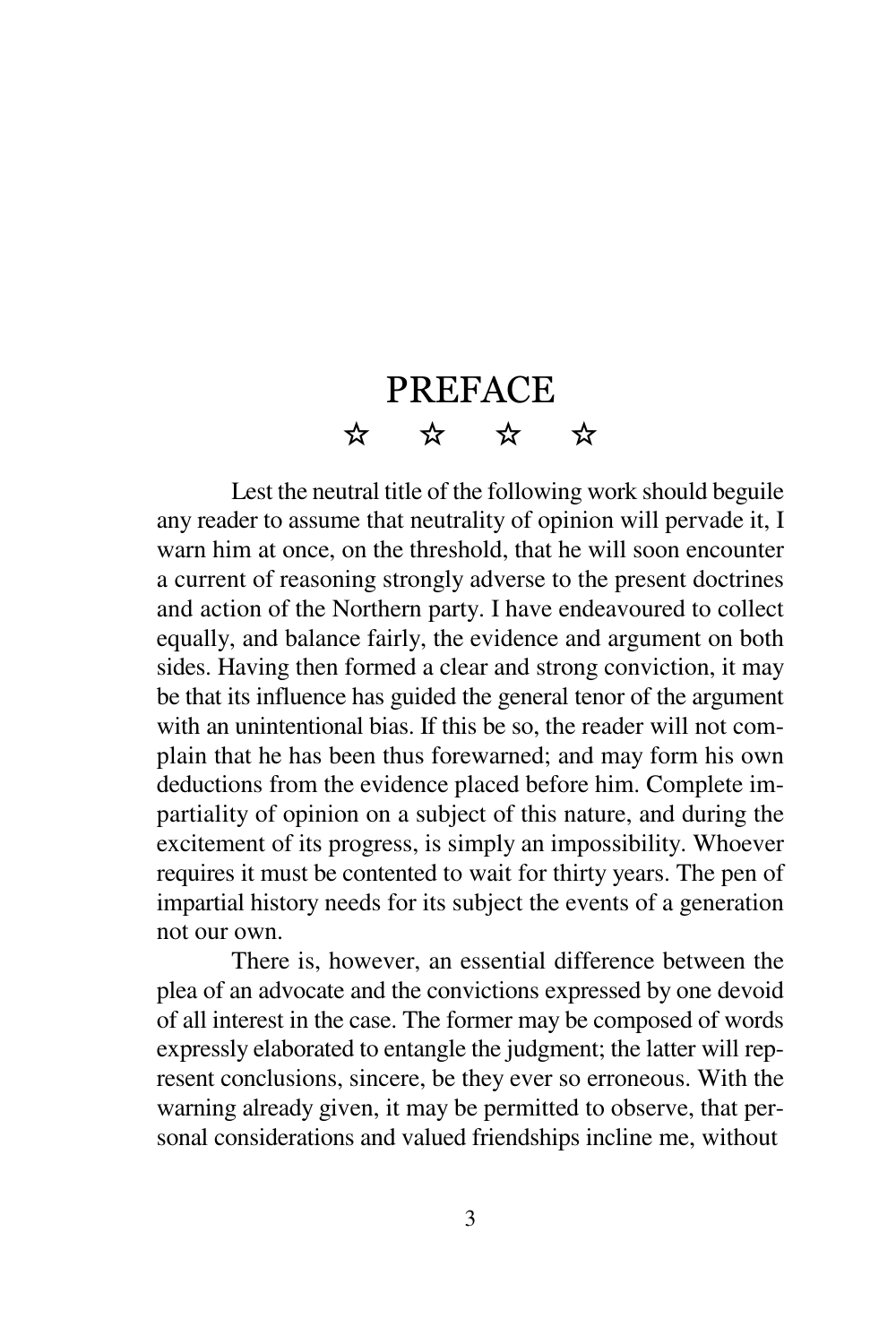# PREFACE

☆ ☆ ☆ ☆

Lest the neutral title of the following work should beguile any reader to assume that neutrality of opinion will pervade it, I warn him at once, on the threshold, that he will soon encounter a current of reasoning strongly adverse to the present doctrines and action of the Northern party. I have endeavoured to collect equally, and balance fairly, the evidence and argument on both sides. Having then formed a clear and strong conviction, it may be that its influence has guided the general tenor of the argument with an unintentional bias. If this be so, the reader will not complain that he has been thus forewarned; and may form his own deductions from the evidence placed before him. Complete impartiality of opinion on a subject of this nature, and during the excitement of its progress, is simply an impossibility. Whoever requires it must be contented to wait for thirty years. The pen of impartial history needs for its subject the events of a generation not our own.

There is, however, an essential difference between the plea of an advocate and the convictions expressed by one devoid of all interest in the case. The former may be composed of words expressly elaborated to entangle the judgment; the latter will represent conclusions, sincere, be they ever so erroneous. With the warning already given, it may be permitted to observe, that personal considerations and valued friendships incline me, without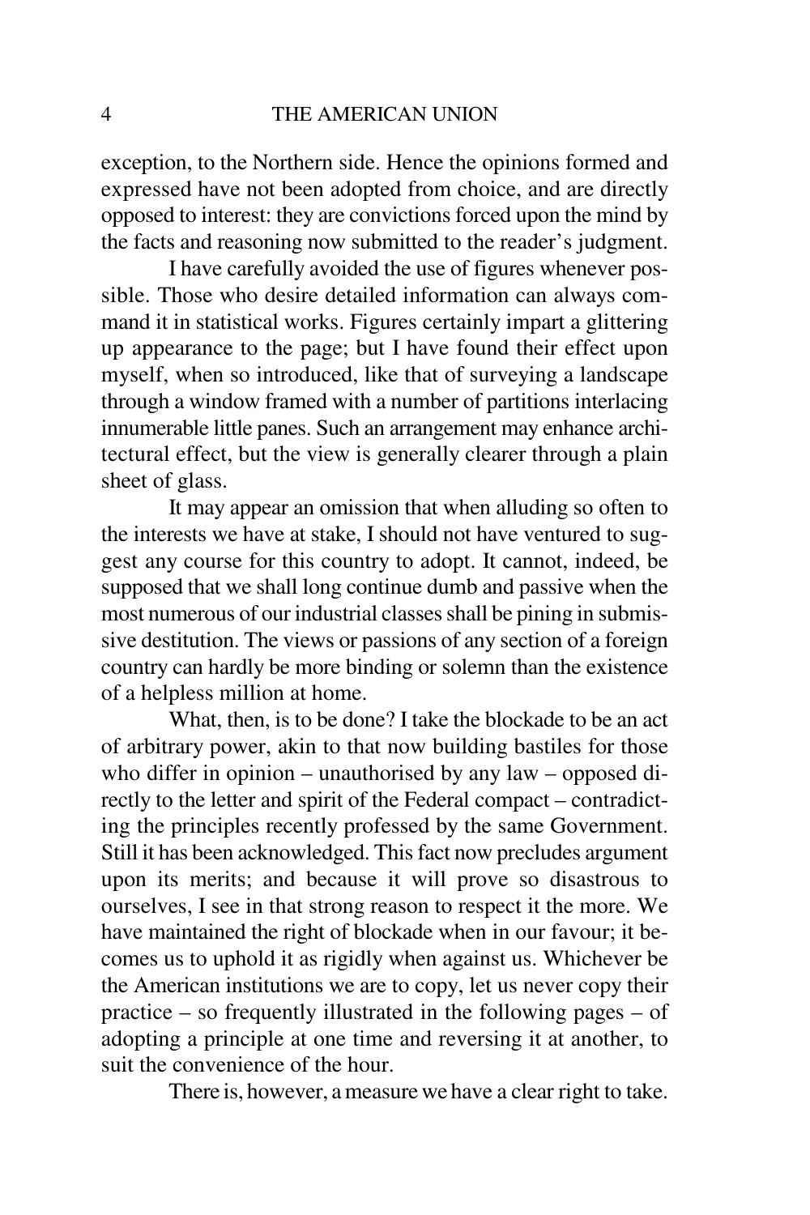exception, to the Northern side. Hence the opinions formed and expressed have not been adopted from choice, and are directly opposed to interest: they are convictions forced upon the mind by the facts and reasoning now submitted to the reader's judgment.

I have carefully avoided the use of figures whenever possible. Those who desire detailed information can always command it in statistical works. Figures certainly impart a glittering up appearance to the page; but I have found their effect upon myself, when so introduced, like that of surveying a landscape through a window framed with a number of partitions interlacing innumerable little panes. Such an arrangement may enhance architectural effect, but the view is generally clearer through a plain sheet of glass.

It may appear an omission that when alluding so often to the interests we have at stake, I should not have ventured to suggest any course for this country to adopt. It cannot, indeed, be supposed that we shall long continue dumb and passive when the most numerous of our industrial classes shall be pining in submissive destitution. The views or passions of any section of a foreign country can hardly be more binding or solemn than the existence of a helpless million at home.

What, then, is to be done? I take the blockade to be an act of arbitrary power, akin to that now building bastiles for those who differ in opinion – unauthorised by any law – opposed directly to the letter and spirit of the Federal compact – contradicting the principles recently professed by the same Government. Still it has been acknowledged. This fact now precludes argument upon its merits; and because it will prove so disastrous to ourselves, I see in that strong reason to respect it the more. We have maintained the right of blockade when in our favour; it becomes us to uphold it as rigidly when against us. Whichever be the American institutions we are to copy, let us never copy their practice – so frequently illustrated in the following pages – of adopting a principle at one time and reversing it at another, to suit the convenience of the hour.

There is, however, a measure we have a clear right to take.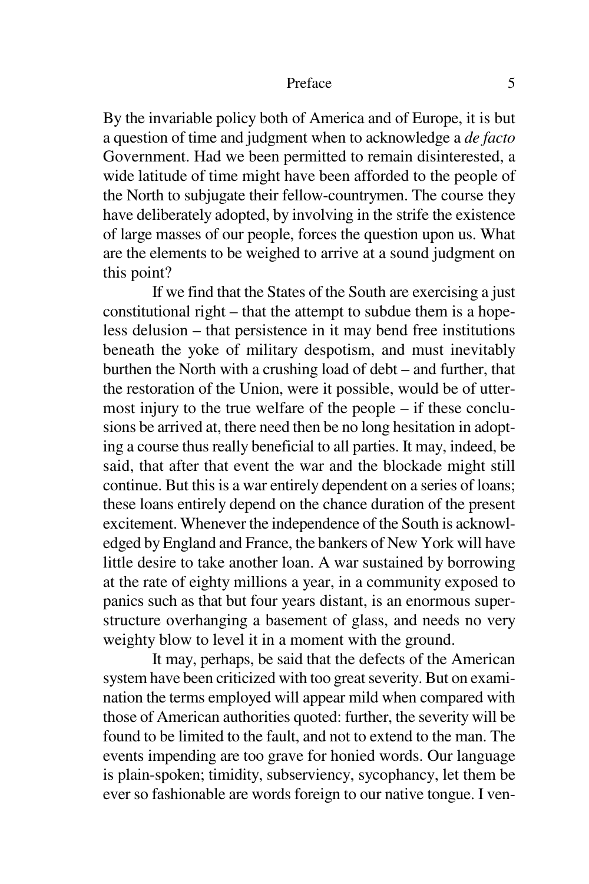By the invariable policy both of America and of Europe, it is but a question of time and judgment when to acknowledge a *de facto* Government. Had we been permitted to remain disinterested, a wide latitude of time might have been afforded to the people of the North to subjugate their fellow-countrymen. The course they have deliberately adopted, by involving in the strife the existence of large masses of our people, forces the question upon us. What are the elements to be weighed to arrive at a sound judgment on this point?

If we find that the States of the South are exercising a just constitutional right – that the attempt to subdue them is a hopeless delusion – that persistence in it may bend free institutions beneath the yoke of military despotism, and must inevitably burthen the North with a crushing load of debt – and further, that the restoration of the Union, were it possible, would be of uttermost injury to the true welfare of the people – if these conclusions be arrived at, there need then be no long hesitation in adopting a course thus really beneficial to all parties. It may, indeed, be said, that after that event the war and the blockade might still continue. But this is a war entirely dependent on a series of loans; these loans entirely depend on the chance duration of the present excitement. Whenever the independence of the South is acknowledged by England and France, the bankers of New York will have little desire to take another loan. A war sustained by borrowing at the rate of eighty millions a year, in a community exposed to panics such as that but four years distant, is an enormous superstructure overhanging a basement of glass, and needs no very weighty blow to level it in a moment with the ground.

It may, perhaps, be said that the defects of the American system have been criticized with too great severity. But on examination the terms employed will appear mild when compared with those of American authorities quoted: further, the severity will be found to be limited to the fault, and not to extend to the man. The events impending are too grave for honied words. Our language is plain-spoken; timidity, subserviency, sycophancy, let them be ever so fashionable are words foreign to our native tongue. I ven-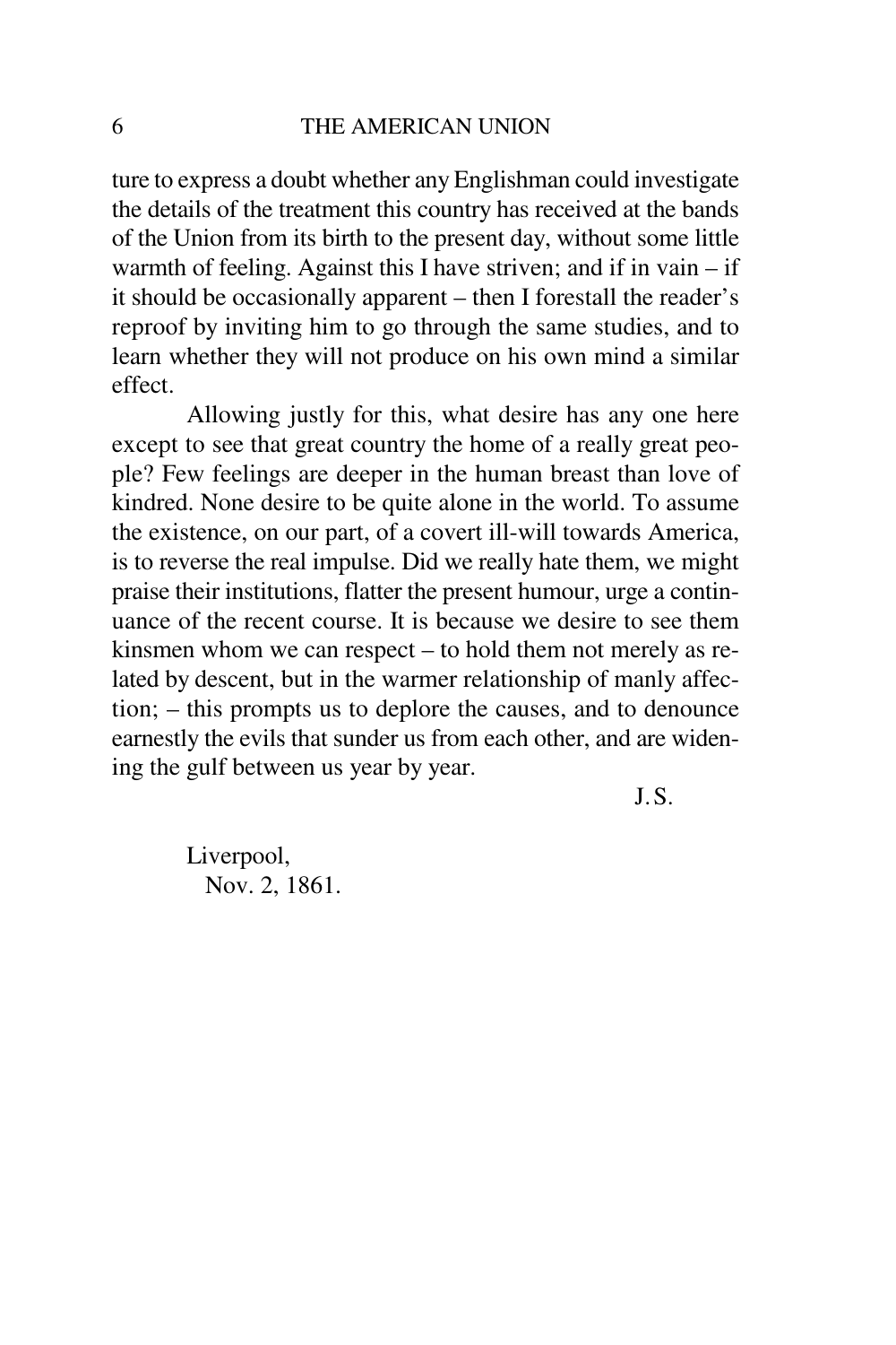ture to express a doubt whether any Englishman could investigate the details of the treatment this country has received at the bands of the Union from its birth to the present day, without some little warmth of feeling. Against this I have striven; and if in vain – if it should be occasionally apparent – then I forestall the reader's reproof by inviting him to go through the same studies, and to learn whether they will not produce on his own mind a similar effect.

Allowing justly for this, what desire has any one here except to see that great country the home of a really great people? Few feelings are deeper in the human breast than love of kindred. None desire to be quite alone in the world. To assume the existence, on our part, of a covert ill-will towards America, is to reverse the real impulse. Did we really hate them, we might praise their institutions, flatter the present humour, urge a continuance of the recent course. It is because we desire to see them kinsmen whom we can respect – to hold them not merely as related by descent, but in the warmer relationship of manly affection; – this prompts us to deplore the causes, and to denounce earnestly the evils that sunder us from each other, and are widening the gulf between us year by year.

J.S.

Liverpool,
Nov. 2, 1861.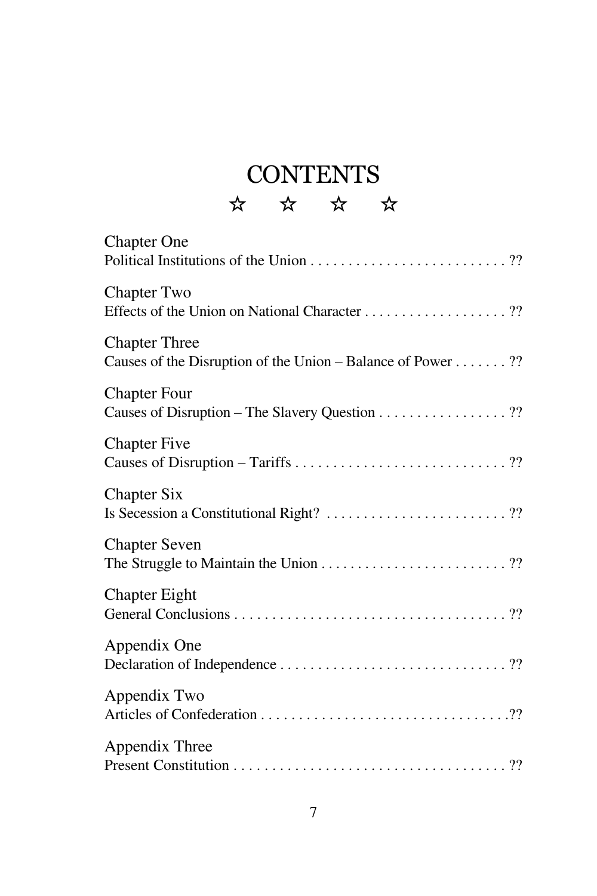# CONTENTS

☆ ☆ ☆ ☆

Chapter One
Political Institutions of the Union . . . . . . . . . . . . . . . . . . . . . . . . . . ??

Chapter Two
Effects of the Union on National Character . . . . . . . . . . . . . . . . . . . ??

Chapter Three
Causes of the Disruption of the Union – Balance of Power . . . . . . . ??

Chapter Four
Causes of Disruption – The Slavery Question . . . . . . . . . . . . . . . . . ??

Chapter Five
Causes of Disruption – Tariffs . . . . . . . . . . . . . . . . . . . . . . . . . . . . ??

Chapter Six
Is Secession a Constitutional Right? . . . . . . . . . . . . . . . . . . . . . . . . ??

Chapter Seven
The Struggle to Maintain the Union . . . . . . . . . . . . . . . . . . . . . . . . . ??

Chapter Eight
General Conclusions . . . . . . . . . . . . . . . . . . . . . . . . . . . . . . . . . . . . ??

Appendix One
Declaration of Independence . . . . . . . . . . . . . . . . . . . . . . . . . . . . . . ??

Appendix Two
Articles of Confederation . . . . . . . . . . . . . . . . . . . . . . . . . . . . . . . . . ??

Appendix Three
Present Constitution . . . . . . . . . . . . . . . . . . . . . . . . . . . . . . . . . . . . ??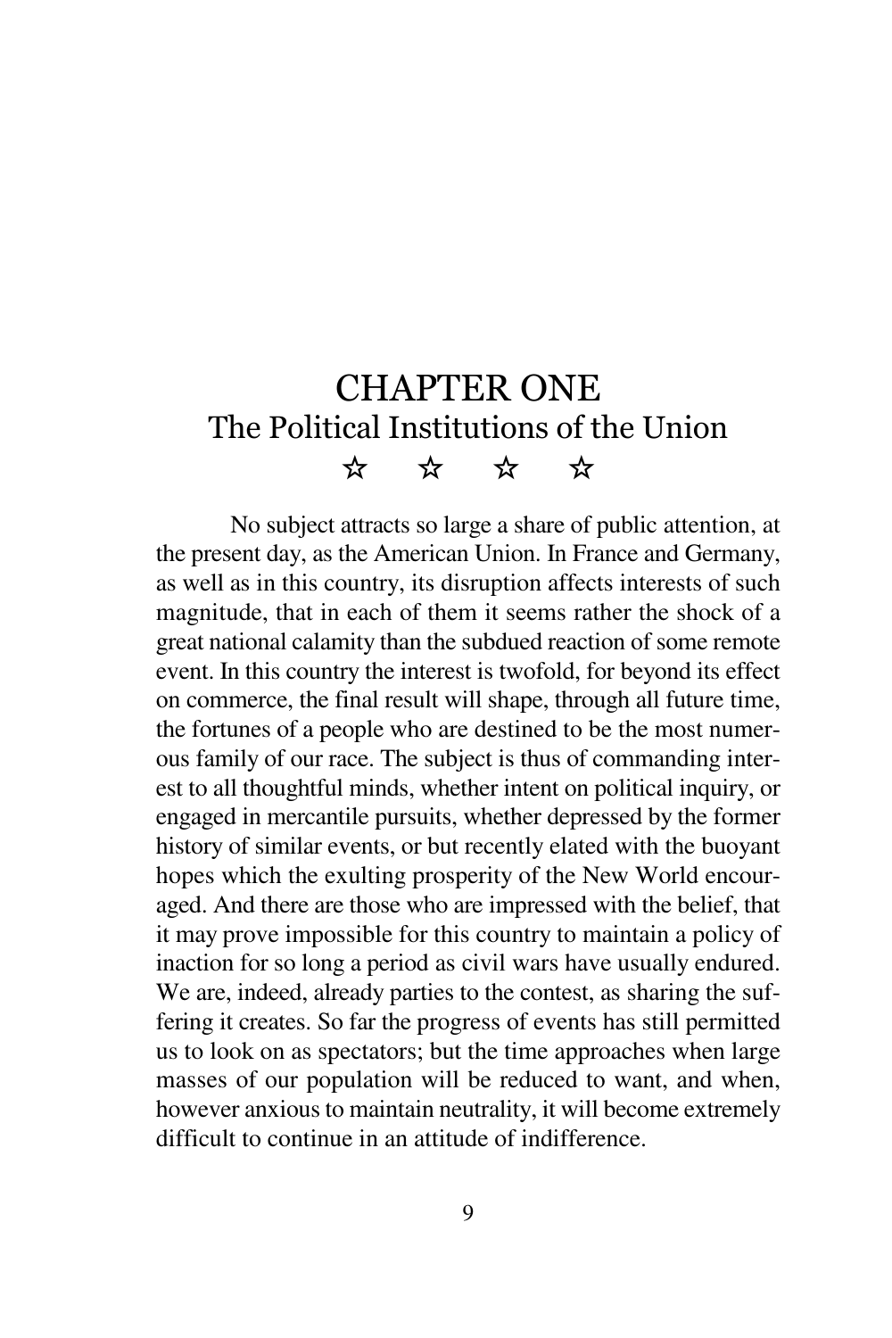# CHAPTER ONE

## The Political Institutions of the Union

☆ ☆ ☆ ☆

No subject attracts so large a share of public attention, at the present day, as the American Union. In France and Germany, as well as in this country, its disruption affects interests of such magnitude, that in each of them it seems rather the shock of a great national calamity than the subdued reaction of some remote event. In this country the interest is twofold, for beyond its effect on commerce, the final result will shape, through all future time, the fortunes of a people who are destined to be the most numerous family of our race. The subject is thus of commanding interest to all thoughtful minds, whether intent on political inquiry, or engaged in mercantile pursuits, whether depressed by the former history of similar events, or but recently elated with the buoyant hopes which the exulting prosperity of the New World encouraged. And there are those who are impressed with the belief, that it may prove impossible for this country to maintain a policy of inaction for so long a period as civil wars have usually endured. We are, indeed, already parties to the contest, as sharing the suffering it creates. So far the progress of events has still permitted us to look on as spectators; but the time approaches when large masses of our population will be reduced to want, and when, however anxious to maintain neutrality, it will become extremely difficult to continue in an attitude of indifference.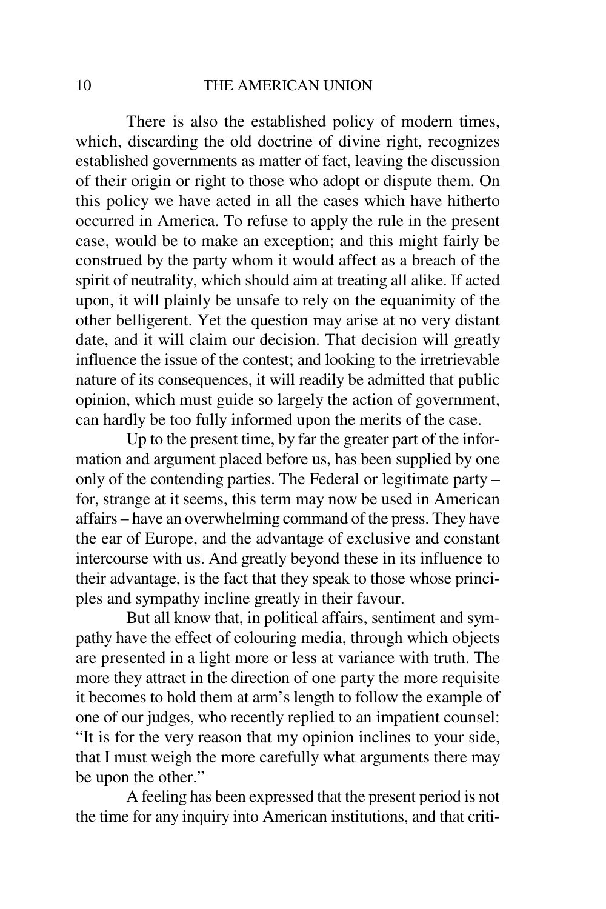There is also the established policy of modern times, which, discarding the old doctrine of divine right, recognizes established governments as matter of fact, leaving the discussion of their origin or right to those who adopt or dispute them. On this policy we have acted in all the cases which have hitherto occurred in America. To refuse to apply the rule in the present case, would be to make an exception; and this might fairly be construed by the party whom it would affect as a breach of the spirit of neutrality, which should aim at treating all alike. If acted upon, it will plainly be unsafe to rely on the equanimity of the other belligerent. Yet the question may arise at no very distant date, and it will claim our decision. That decision will greatly influence the issue of the contest; and looking to the irretrievable nature of its consequences, it will readily be admitted that public opinion, which must guide so largely the action of government, can hardly be too fully informed upon the merits of the case.

Up to the present time, by far the greater part of the information and argument placed before us, has been supplied by one only of the contending parties. The Federal or legitimate party – for, strange at it seems, this term may now be used in American affairs – have an overwhelming command of the press. They have the ear of Europe, and the advantage of exclusive and constant intercourse with us. And greatly beyond these in its influence to their advantage, is the fact that they speak to those whose principles and sympathy incline greatly in their favour.

But all know that, in political affairs, sentiment and sympathy have the effect of colouring media, through which objects are presented in a light more or less at variance with truth. The more they attract in the direction of one party the more requisite it becomes to hold them at arm's length to follow the example of one of our judges, who recently replied to an impatient counsel: "It is for the very reason that my opinion inclines to your side, that I must weigh the more carefully what arguments there may be upon the other."

A feeling has been expressed that the present period is not the time for any inquiry into American institutions, and that criti-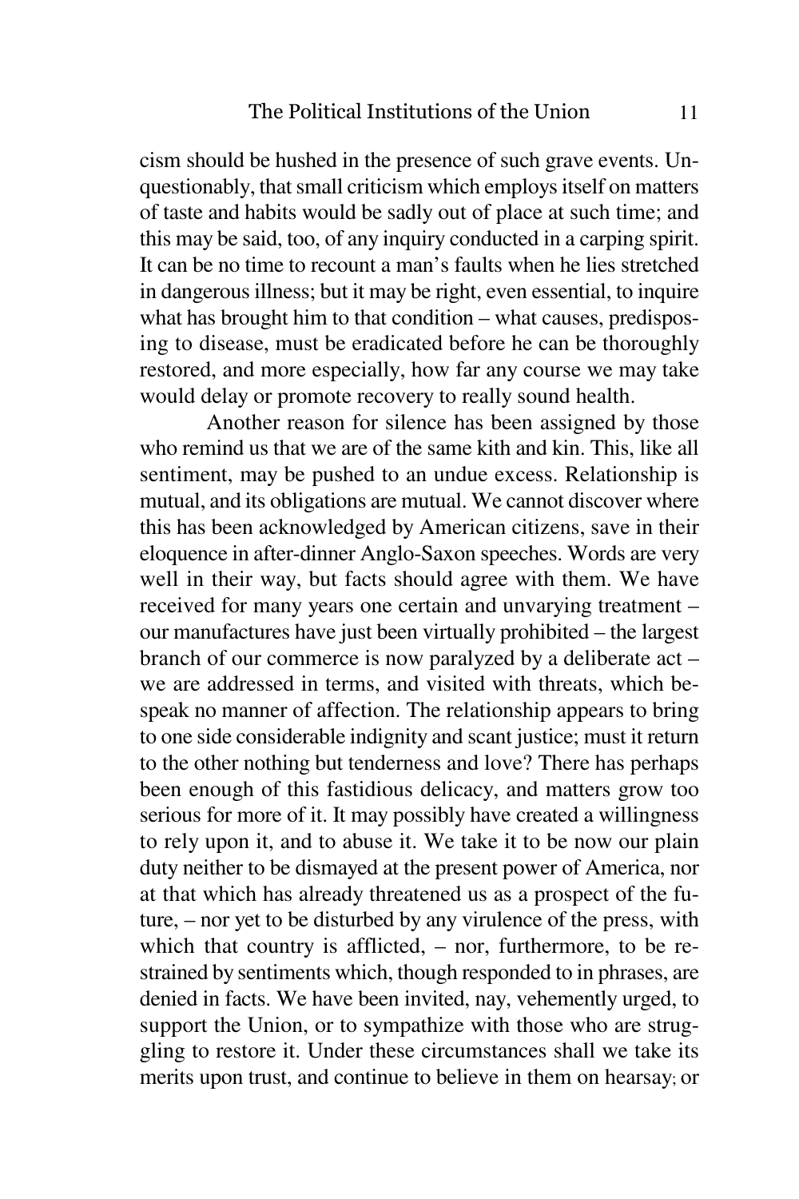cism should be hushed in the presence of such grave events. Unquestionably, that small criticism which employs itself on matters of taste and habits would be sadly out of place at such time; and this may be said, too, of any inquiry conducted in a carping spirit. It can be no time to recount a man's faults when he lies stretched in dangerous illness; but it may be right, even essential, to inquire what has brought him to that condition – what causes, predisposing to disease, must be eradicated before he can be thoroughly restored, and more especially, how far any course we may take would delay or promote recovery to really sound health.

Another reason for silence has been assigned by those who remind us that we are of the same kith and kin. This, like all sentiment, may be pushed to an undue excess. Relationship is mutual, and its obligations are mutual. We cannot discover where this has been acknowledged by American citizens, save in their eloquence in after-dinner Anglo-Saxon speeches. Words are very well in their way, but facts should agree with them. We have received for many years one certain and unvarying treatment – our manufactures have just been virtually prohibited – the largest branch of our commerce is now paralyzed by a deliberate act – we are addressed in terms, and visited with threats, which bespeak no manner of affection. The relationship appears to bring to one side considerable indignity and scant justice; must it return to the other nothing but tenderness and love? There has perhaps been enough of this fastidious delicacy, and matters grow too serious for more of it. It may possibly have created a willingness to rely upon it, and to abuse it. We take it to be now our plain duty neither to be dismayed at the present power of America, nor at that which has already threatened us as a prospect of the future, – nor yet to be disturbed by any virulence of the press, with which that country is afflicted, – nor, furthermore, to be restrained by sentiments which, though responded to in phrases, are denied in facts. We have been invited, nay, vehemently urged, to support the Union, or to sympathize with those who are struggling to restore it. Under these circumstances shall we take its merits upon trust, and continue to believe in them on hearsay; or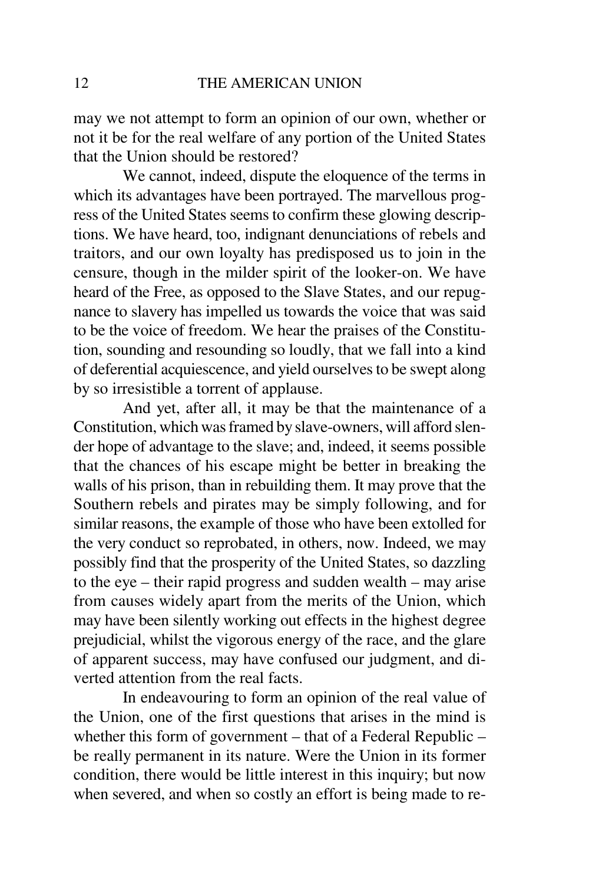may we not attempt to form an opinion of our own, whether or not it be for the real welfare of any portion of the United States that the Union should be restored?

We cannot, indeed, dispute the eloquence of the terms in which its advantages have been portrayed. The marvellous progress of the United States seems to confirm these glowing descriptions. We have heard, too, indignant denunciations of rebels and traitors, and our own loyalty has predisposed us to join in the censure, though in the milder spirit of the looker-on. We have heard of the Free, as opposed to the Slave States, and our repugnance to slavery has impelled us towards the voice that was said to be the voice of freedom. We hear the praises of the Constitution, sounding and resounding so loudly, that we fall into a kind of deferential acquiescence, and yield ourselves to be swept along by so irresistible a torrent of applause.

And yet, after all, it may be that the maintenance of a Constitution, which was framed by slave-owners, will afford slender hope of advantage to the slave; and, indeed, it seems possible that the chances of his escape might be better in breaking the walls of his prison, than in rebuilding them. It may prove that the Southern rebels and pirates may be simply following, and for similar reasons, the example of those who have been extolled for the very conduct so reprobated, in others, now. Indeed, we may possibly find that the prosperity of the United States, so dazzling to the eye – their rapid progress and sudden wealth – may arise from causes widely apart from the merits of the Union, which may have been silently working out effects in the highest degree prejudicial, whilst the vigorous energy of the race, and the glare of apparent success, may have confused our judgment, and diverted attention from the real facts.

In endeavouring to form an opinion of the real value of the Union, one of the first questions that arises in the mind is whether this form of government – that of a Federal Republic – be really permanent in its nature. Were the Union in its former condition, there would be little interest in this inquiry; but now when severed, and when so costly an effort is being made to re-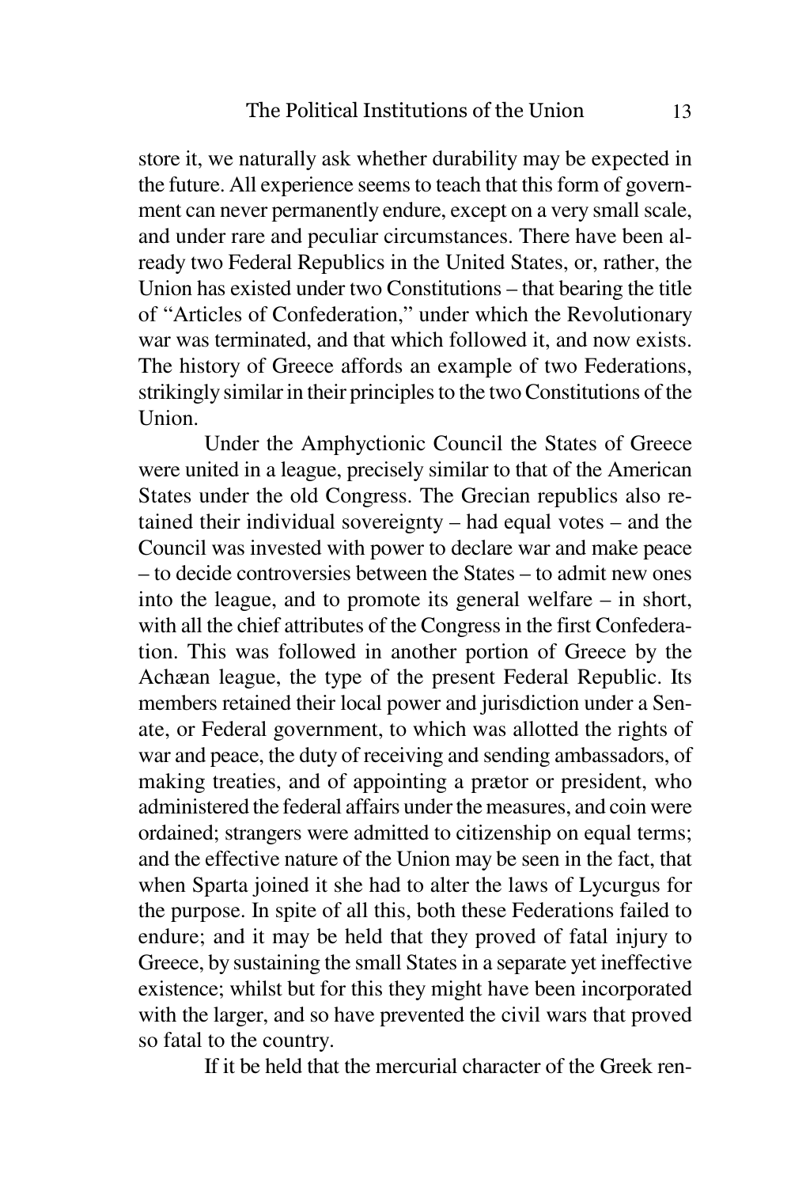store it, we naturally ask whether durability may be expected in the future. All experience seems to teach that this form of government can never permanently endure, except on a very small scale, and under rare and peculiar circumstances. There have been already two Federal Republics in the United States, or, rather, the Union has existed under two Constitutions – that bearing the title of "Articles of Confederation," under which the Revolutionary war was terminated, and that which followed it, and now exists. The history of Greece affords an example of two Federations, strikingly similar in their principles to the two Constitutions of the Union.

Under the Amphyctionic Council the States of Greece were united in a league, precisely similar to that of the American States under the old Congress. The Grecian republics also retained their individual sovereignty – had equal votes – and the Council was invested with power to declare war and make peace – to decide controversies between the States – to admit new ones into the league, and to promote its general welfare – in short, with all the chief attributes of the Congress in the first Confederation. This was followed in another portion of Greece by the Achæan league, the type of the present Federal Republic. Its members retained their local power and jurisdiction under a Senate, or Federal government, to which was allotted the rights of war and peace, the duty of receiving and sending ambassadors, of making treaties, and of appointing a prætor or president, who administered the federal affairs under the measures, and coin were ordained; strangers were admitted to citizenship on equal terms; and the effective nature of the Union may be seen in the fact, that when Sparta joined it she had to alter the laws of Lycurgus for the purpose. In spite of all this, both these Federations failed to endure; and it may be held that they proved of fatal injury to Greece, by sustaining the small States in a separate yet ineffective existence; whilst but for this they might have been incorporated with the larger, and so have prevented the civil wars that proved so fatal to the country.

If it be held that the mercurial character of the Greek ren-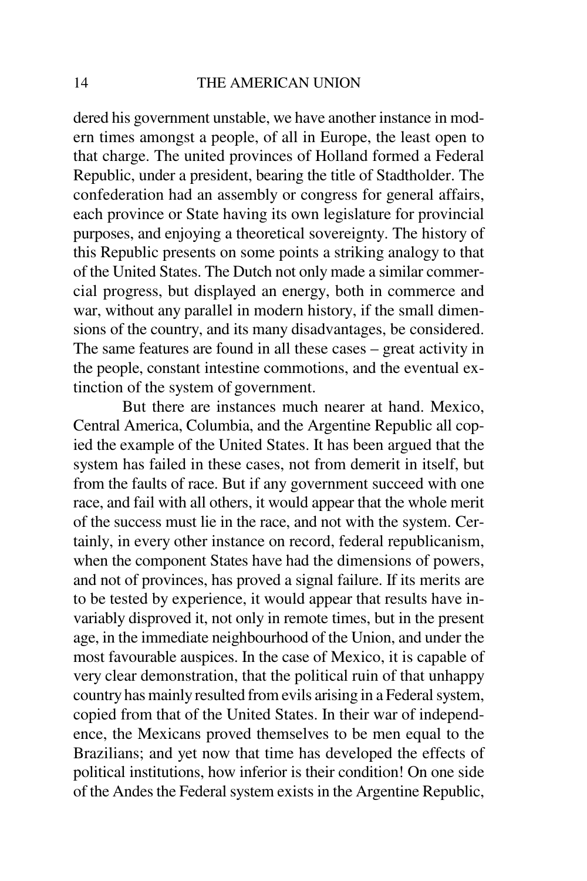dered his government unstable, we have another instance in modern times amongst a people, of all in Europe, the least open to that charge. The united provinces of Holland formed a Federal Republic, under a president, bearing the title of Stadtholder. The confederation had an assembly or congress for general affairs, each province or State having its own legislature for provincial purposes, and enjoying a theoretical sovereignty. The history of this Republic presents on some points a striking analogy to that of the United States. The Dutch not only made a similar commercial progress, but displayed an energy, both in commerce and war, without any parallel in modern history, if the small dimensions of the country, and its many disadvantages, be considered. The same features are found in all these cases – great activity in the people, constant intestine commotions, and the eventual extinction of the system of government.

But there are instances much nearer at hand. Mexico, Central America, Columbia, and the Argentine Republic all copied the example of the United States. It has been argued that the system has failed in these cases, not from demerit in itself, but from the faults of race. But if any government succeed with one race, and fail with all others, it would appear that the whole merit of the success must lie in the race, and not with the system. Certainly, in every other instance on record, federal republicanism, when the component States have had the dimensions of powers, and not of provinces, has proved a signal failure. If its merits are to be tested by experience, it would appear that results have invariably disproved it, not only in remote times, but in the present age, in the immediate neighbourhood of the Union, and under the most favourable auspices. In the case of Mexico, it is capable of very clear demonstration, that the political ruin of that unhappy country has mainly resulted from evils arising in a Federal system, copied from that of the United States. In their war of independence, the Mexicans proved themselves to be men equal to the Brazilians; and yet now that time has developed the effects of political institutions, how inferior is their condition! On one side of the Andes the Federal system exists in the Argentine Republic,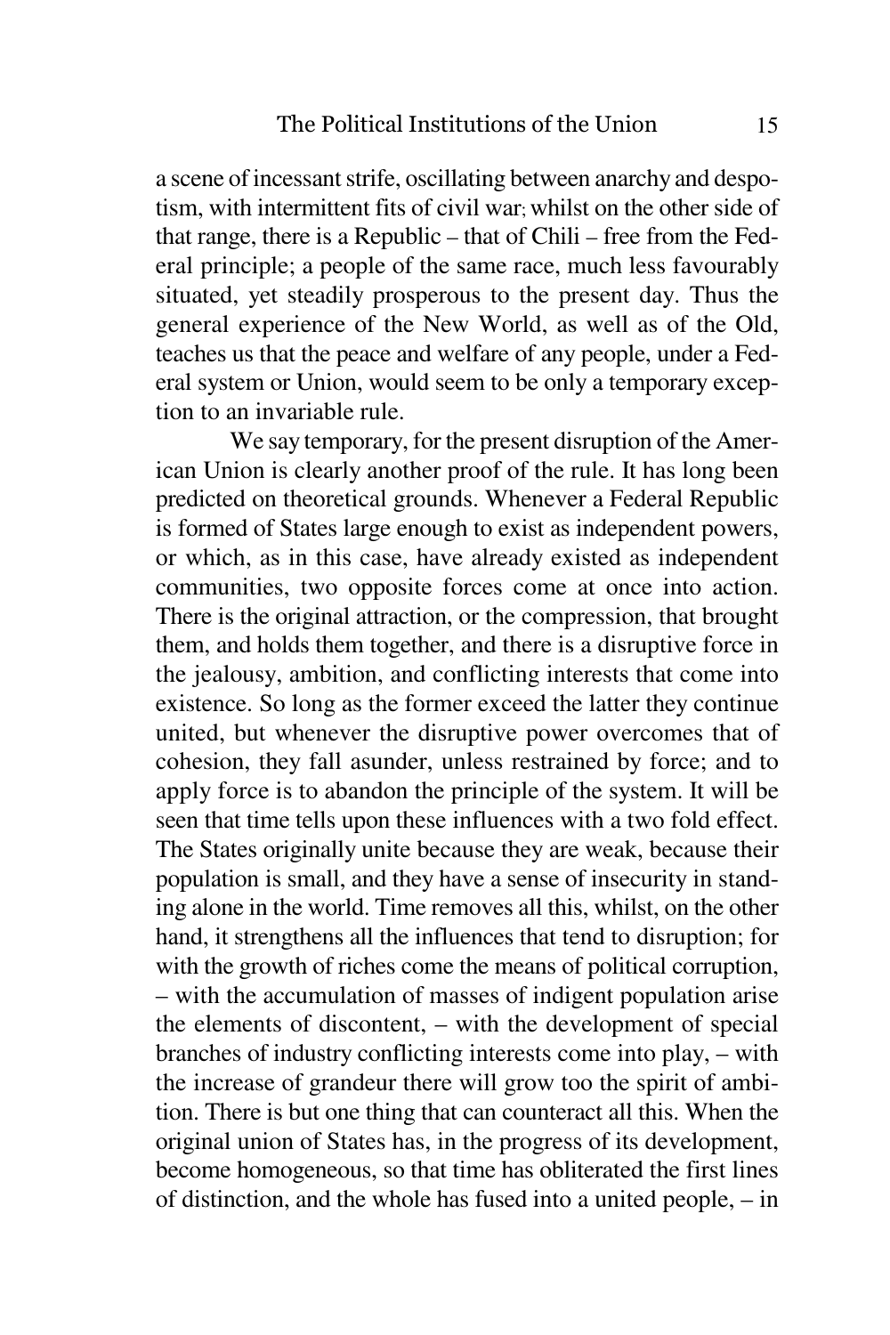a scene of incessant strife, oscillating between anarchy and despotism, with intermittent fits of civil war; whilst on the other side of that range, there is a Republic – that of Chili – free from the Federal principle; a people of the same race, much less favourably situated, yet steadily prosperous to the present day. Thus the general experience of the New World, as well as of the Old, teaches us that the peace and welfare of any people, under a Federal system or Union, would seem to be only a temporary exception to an invariable rule.

We say temporary, for the present disruption of the American Union is clearly another proof of the rule. It has long been predicted on theoretical grounds. Whenever a Federal Republic is formed of States large enough to exist as independent powers, or which, as in this case, have already existed as independent communities, two opposite forces come at once into action. There is the original attraction, or the compression, that brought them, and holds them together, and there is a disruptive force in the jealousy, ambition, and conflicting interests that come into existence. So long as the former exceed the latter they continue united, but whenever the disruptive power overcomes that of cohesion, they fall asunder, unless restrained by force; and to apply force is to abandon the principle of the system. It will be seen that time tells upon these influences with a two fold effect. The States originally unite because they are weak, because their population is small, and they have a sense of insecurity in standing alone in the world. Time removes all this, whilst, on the other hand, it strengthens all the influences that tend to disruption; for with the growth of riches come the means of political corruption, – with the accumulation of masses of indigent population arise the elements of discontent, – with the development of special branches of industry conflicting interests come into play, – with the increase of grandeur there will grow too the spirit of ambition. There is but one thing that can counteract all this. When the original union of States has, in the progress of its development, become homogeneous, so that time has obliterated the first lines of distinction, and the whole has fused into a united people, – in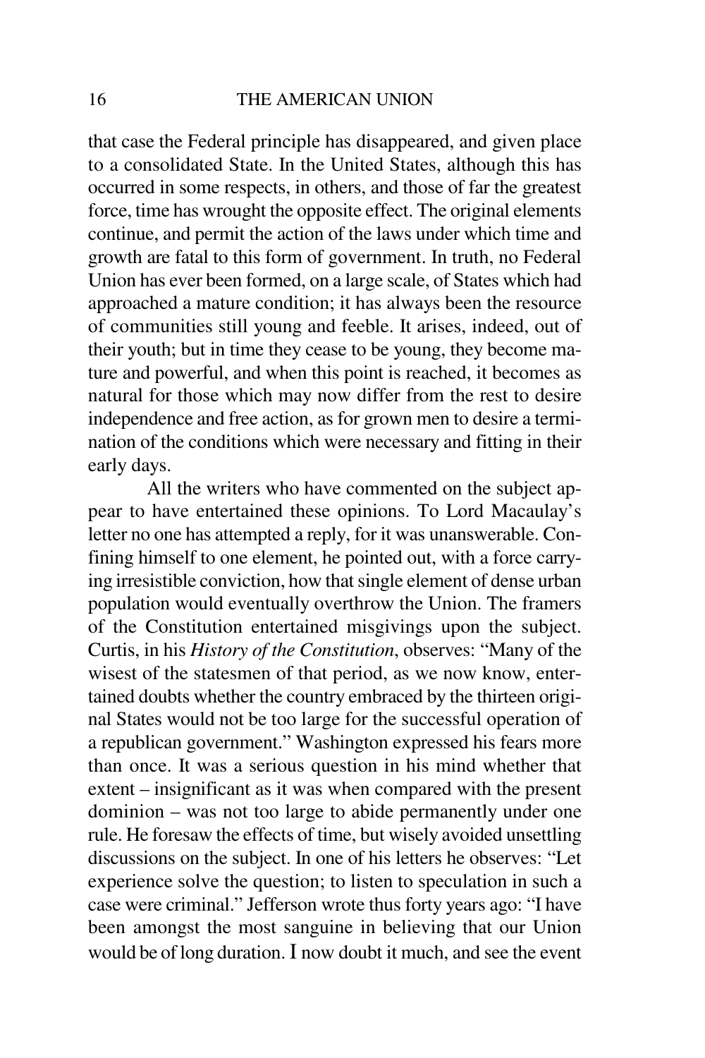that case the Federal principle has disappeared, and given place to a consolidated State. In the United States, although this has occurred in some respects, in others, and those of far the greatest force, time has wrought the opposite effect. The original elements continue, and permit the action of the laws under which time and growth are fatal to this form of government. In truth, no Federal Union has ever been formed, on a large scale, of States which had approached a mature condition; it has always been the resource of communities still young and feeble. It arises, indeed, out of their youth; but in time they cease to be young, they become mature and powerful, and when this point is reached, it becomes as natural for those which may now differ from the rest to desire independence and free action, as for grown men to desire a termination of the conditions which were necessary and fitting in their early days.

All the writers who have commented on the subject appear to have entertained these opinions. To Lord Macaulay's letter no one has attempted a reply, for it was unanswerable. Confining himself to one element, he pointed out, with a force carrying irresistible conviction, how that single element of dense urban population would eventually overthrow the Union. The framers of the Constitution entertained misgivings upon the subject. Curtis, in his *History of the Constitution*, observes: "Many of the wisest of the statesmen of that period, as we now know, entertained doubts whether the country embraced by the thirteen original States would not be too large for the successful operation of a republican government." Washington expressed his fears more than once. It was a serious question in his mind whether that extent – insignificant as it was when compared with the present dominion – was not too large to abide permanently under one rule. He foresaw the effects of time, but wisely avoided unsettling discussions on the subject. In one of his letters he observes: "Let experience solve the question; to listen to speculation in such a case were criminal." Jefferson wrote thus forty years ago: "I have been amongst the most sanguine in believing that our Union would be of long duration. I now doubt it much, and see the event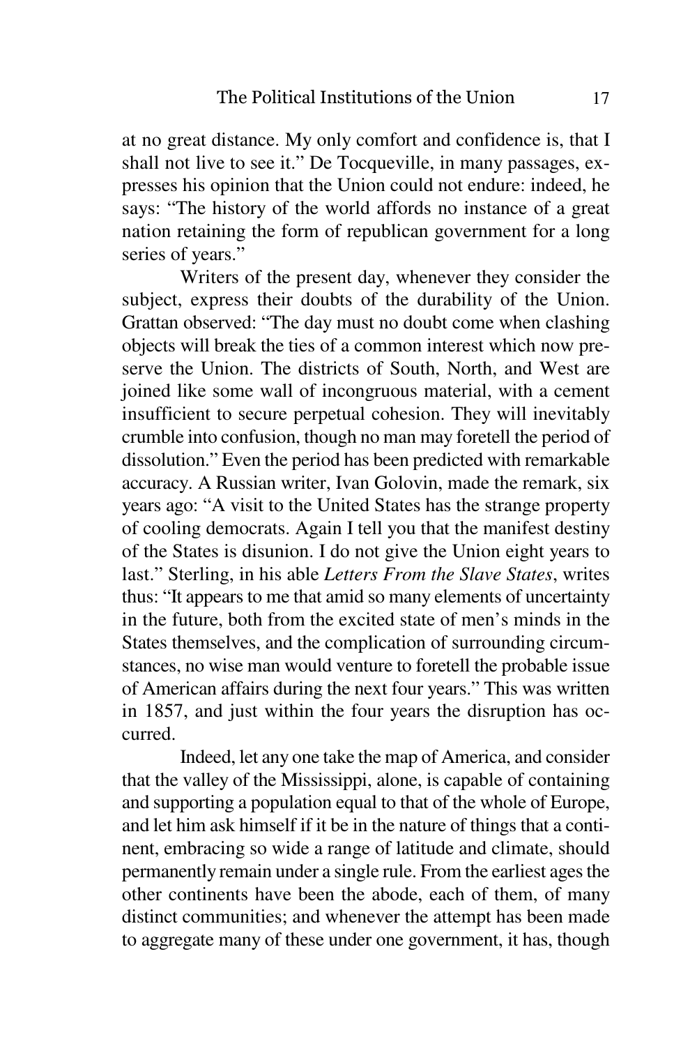at no great distance. My only comfort and confidence is, that I shall not live to see it." De Tocqueville, in many passages, expresses his opinion that the Union could not endure: indeed, he says: "The history of the world affords no instance of a great nation retaining the form of republican government for a long series of years."

Writers of the present day, whenever they consider the subject, express their doubts of the durability of the Union. Grattan observed: "The day must no doubt come when clashing objects will break the ties of a common interest which now preserve the Union. The districts of South, North, and West are joined like some wall of incongruous material, with a cement insufficient to secure perpetual cohesion. They will inevitably crumble into confusion, though no man may foretell the period of dissolution." Even the period has been predicted with remarkable accuracy. A Russian writer, Ivan Golovin, made the remark, six years ago: "A visit to the United States has the strange property of cooling democrats. Again I tell you that the manifest destiny of the States is disunion. I do not give the Union eight years to last." Sterling, in his able *Letters From the Slave States*, writes thus: "It appears to me that amid so many elements of uncertainty in the future, both from the excited state of men's minds in the States themselves, and the complication of surrounding circumstances, no wise man would venture to foretell the probable issue of American affairs during the next four years." This was written in 1857, and just within the four years the disruption has occurred.

Indeed, let any one take the map of America, and consider that the valley of the Mississippi, alone, is capable of containing and supporting a population equal to that of the whole of Europe, and let him ask himself if it be in the nature of things that a continent, embracing so wide a range of latitude and climate, should permanently remain under a single rule. From the earliest ages the other continents have been the abode, each of them, of many distinct communities; and whenever the attempt has been made to aggregate many of these under one government, it has, though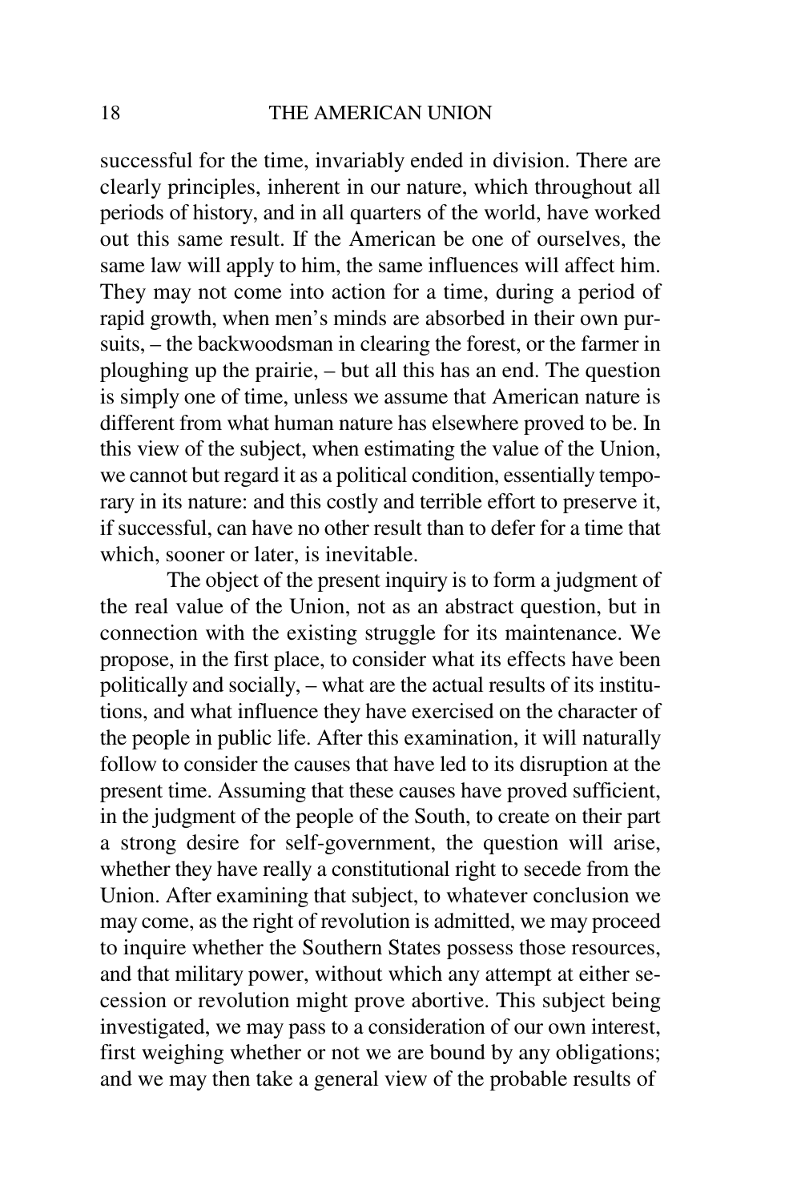successful for the time, invariably ended in division. There are clearly principles, inherent in our nature, which throughout all periods of history, and in all quarters of the world, have worked out this same result. If the American be one of ourselves, the same law will apply to him, the same influences will affect him. They may not come into action for a time, during a period of rapid growth, when men's minds are absorbed in their own pursuits, – the backwoodsman in clearing the forest, or the farmer in ploughing up the prairie, – but all this has an end. The question is simply one of time, unless we assume that American nature is different from what human nature has elsewhere proved to be. In this view of the subject, when estimating the value of the Union, we cannot but regard it as a political condition, essentially temporary in its nature: and this costly and terrible effort to preserve it, if successful, can have no other result than to defer for a time that which, sooner or later, is inevitable.

The object of the present inquiry is to form a judgment of the real value of the Union, not as an abstract question, but in connection with the existing struggle for its maintenance. We propose, in the first place, to consider what its effects have been politically and socially, – what are the actual results of its institutions, and what influence they have exercised on the character of the people in public life. After this examination, it will naturally follow to consider the causes that have led to its disruption at the present time. Assuming that these causes have proved sufficient, in the judgment of the people of the South, to create on their part a strong desire for self-government, the question will arise, whether they have really a constitutional right to secede from the Union. After examining that subject, to whatever conclusion we may come, as the right of revolution is admitted, we may proceed to inquire whether the Southern States possess those resources, and that military power, without which any attempt at either secession or revolution might prove abortive. This subject being investigated, we may pass to a consideration of our own interest, first weighing whether or not we are bound by any obligations; and we may then take a general view of the probable results of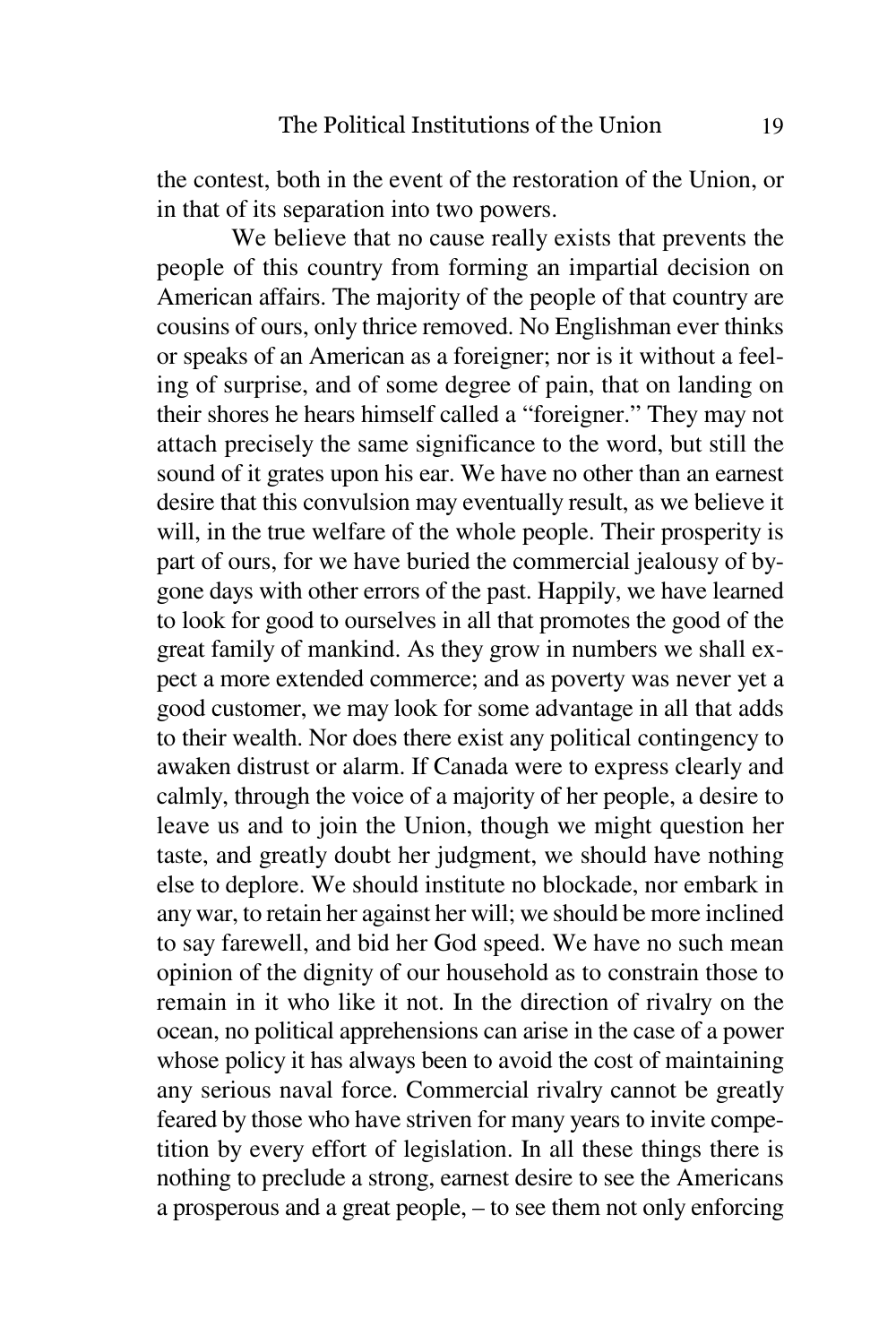the contest, both in the event of the restoration of the Union, or in that of its separation into two powers.

We believe that no cause really exists that prevents the people of this country from forming an impartial decision on American affairs. The majority of the people of that country are cousins of ours, only thrice removed. No Englishman ever thinks or speaks of an American as a foreigner; nor is it without a feeling of surprise, and of some degree of pain, that on landing on their shores he hears himself called a "foreigner." They may not attach precisely the same significance to the word, but still the sound of it grates upon his ear. We have no other than an earnest desire that this convulsion may eventually result, as we believe it will, in the true welfare of the whole people. Their prosperity is part of ours, for we have buried the commercial jealousy of bygone days with other errors of the past. Happily, we have learned to look for good to ourselves in all that promotes the good of the great family of mankind. As they grow in numbers we shall expect a more extended commerce; and as poverty was never yet a good customer, we may look for some advantage in all that adds to their wealth. Nor does there exist any political contingency to awaken distrust or alarm. If Canada were to express clearly and calmly, through the voice of a majority of her people, a desire to leave us and to join the Union, though we might question her taste, and greatly doubt her judgment, we should have nothing else to deplore. We should institute no blockade, nor embark in any war, to retain her against her will; we should be more inclined to say farewell, and bid her God speed. We have no such mean opinion of the dignity of our household as to constrain those to remain in it who like it not. In the direction of rivalry on the ocean, no political apprehensions can arise in the case of a power whose policy it has always been to avoid the cost of maintaining any serious naval force. Commercial rivalry cannot be greatly feared by those who have striven for many years to invite competition by every effort of legislation. In all these things there is nothing to preclude a strong, earnest desire to see the Americans a prosperous and a great people, – to see them not only enforcing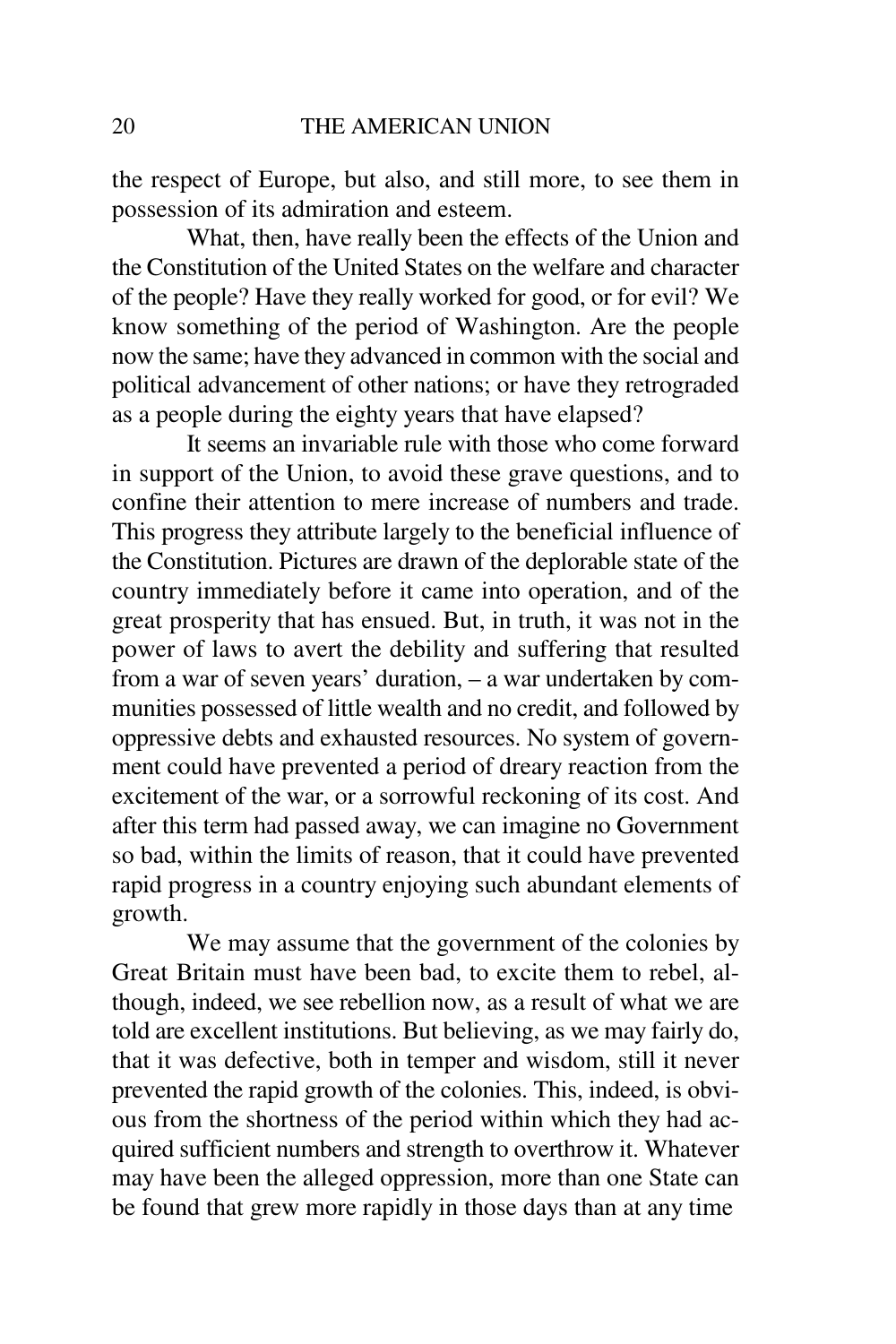the respect of Europe, but also, and still more, to see them in possession of its admiration and esteem.

What, then, have really been the effects of the Union and the Constitution of the United States on the welfare and character of the people? Have they really worked for good, or for evil? We know something of the period of Washington. Are the people now the same; have they advanced in common with the social and political advancement of other nations; or have they retrograded as a people during the eighty years that have elapsed?

It seems an invariable rule with those who come forward in support of the Union, to avoid these grave questions, and to confine their attention to mere increase of numbers and trade. This progress they attribute largely to the beneficial influence of the Constitution. Pictures are drawn of the deplorable state of the country immediately before it came into operation, and of the great prosperity that has ensued. But, in truth, it was not in the power of laws to avert the debility and suffering that resulted from a war of seven years' duration, – a war undertaken by communities possessed of little wealth and no credit, and followed by oppressive debts and exhausted resources. No system of government could have prevented a period of dreary reaction from the excitement of the war, or a sorrowful reckoning of its cost. And after this term had passed away, we can imagine no Government so bad, within the limits of reason, that it could have prevented rapid progress in a country enjoying such abundant elements of growth.

We may assume that the government of the colonies by Great Britain must have been bad, to excite them to rebel, although, indeed, we see rebellion now, as a result of what we are told are excellent institutions. But believing, as we may fairly do, that it was defective, both in temper and wisdom, still it never prevented the rapid growth of the colonies. This, indeed, is obvious from the shortness of the period within which they had acquired sufficient numbers and strength to overthrow it. Whatever may have been the alleged oppression, more than one State can be found that grew more rapidly in those days than at any time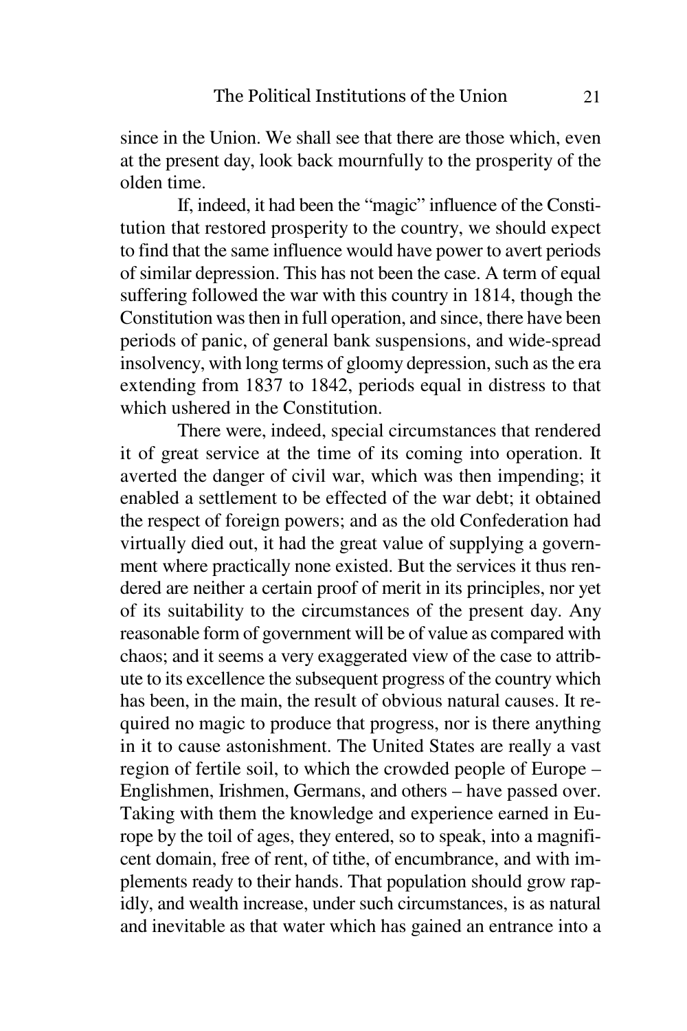since in the Union. We shall see that there are those which, even at the present day, look back mournfully to the prosperity of the olden time.

If, indeed, it had been the "magic" influence of the Constitution that restored prosperity to the country, we should expect to find that the same influence would have power to avert periods of similar depression. This has not been the case. A term of equal suffering followed the war with this country in 1814, though the Constitution was then in full operation, and since, there have been periods of panic, of general bank suspensions, and wide-spread insolvency, with long terms of gloomy depression, such as the era extending from 1837 to 1842, periods equal in distress to that which ushered in the Constitution.

There were, indeed, special circumstances that rendered it of great service at the time of its coming into operation. It averted the danger of civil war, which was then impending; it enabled a settlement to be effected of the war debt; it obtained the respect of foreign powers; and as the old Confederation had virtually died out, it had the great value of supplying a government where practically none existed. But the services it thus rendered are neither a certain proof of merit in its principles, nor yet of its suitability to the circumstances of the present day. Any reasonable form of government will be of value as compared with chaos; and it seems a very exaggerated view of the case to attribute to its excellence the subsequent progress of the country which has been, in the main, the result of obvious natural causes. It required no magic to produce that progress, nor is there anything in it to cause astonishment. The United States are really a vast region of fertile soil, to which the crowded people of Europe – Englishmen, Irishmen, Germans, and others – have passed over. Taking with them the knowledge and experience earned in Europe by the toil of ages, they entered, so to speak, into a magnificent domain, free of rent, of tithe, of encumbrance, and with implements ready to their hands. That population should grow rapidly, and wealth increase, under such circumstances, is as natural and inevitable as that water which has gained an entrance into a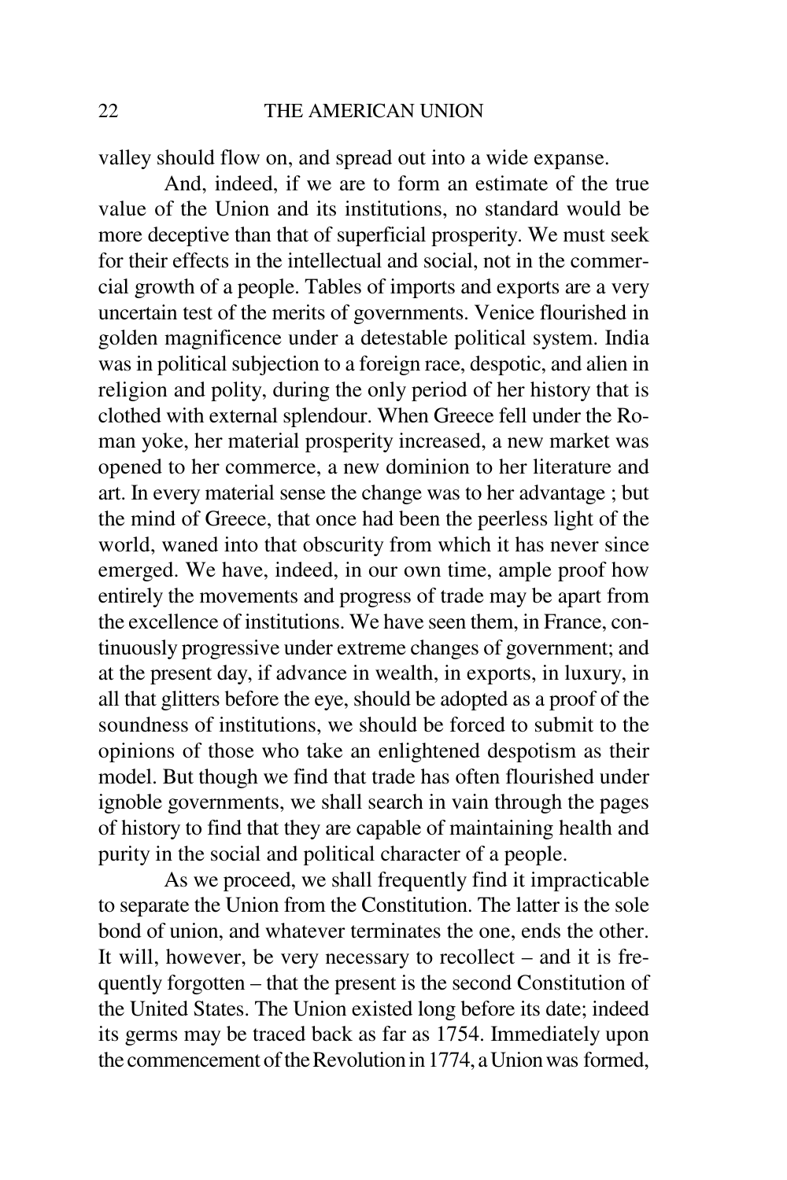valley should flow on, and spread out into a wide expanse.

And, indeed, if we are to form an estimate of the true value of the Union and its institutions, no standard would be more deceptive than that of superficial prosperity. We must seek for their effects in the intellectual and social, not in the commercial growth of a people. Tables of imports and exports are a very uncertain test of the merits of governments. Venice flourished in golden magnificence under a detestable political system. India was in political subjection to a foreign race, despotic, and alien in religion and polity, during the only period of her history that is clothed with external splendour. When Greece fell under the Roman yoke, her material prosperity increased, a new market was opened to her commerce, a new dominion to her literature and art. In every material sense the change was to her advantage ; but the mind of Greece, that once had been the peerless light of the world, waned into that obscurity from which it has never since emerged. We have, indeed, in our own time, ample proof how entirely the movements and progress of trade may be apart from the excellence of institutions. We have seen them, in France, continuously progressive under extreme changes of government; and at the present day, if advance in wealth, in exports, in luxury, in all that glitters before the eye, should be adopted as a proof of the soundness of institutions, we should be forced to submit to the opinions of those who take an enlightened despotism as their model. But though we find that trade has often flourished under ignoble governments, we shall search in vain through the pages of history to find that they are capable of maintaining health and purity in the social and political character of a people.

As we proceed, we shall frequently find it impracticable to separate the Union from the Constitution. The latter is the sole bond of union, and whatever terminates the one, ends the other. It will, however, be very necessary to recollect – and it is frequently forgotten – that the present is the second Constitution of the United States. The Union existed long before its date; indeed its germs may be traced back as far as 1754. Immediately upon the commencement of the Revolution in 1774, a Union was formed,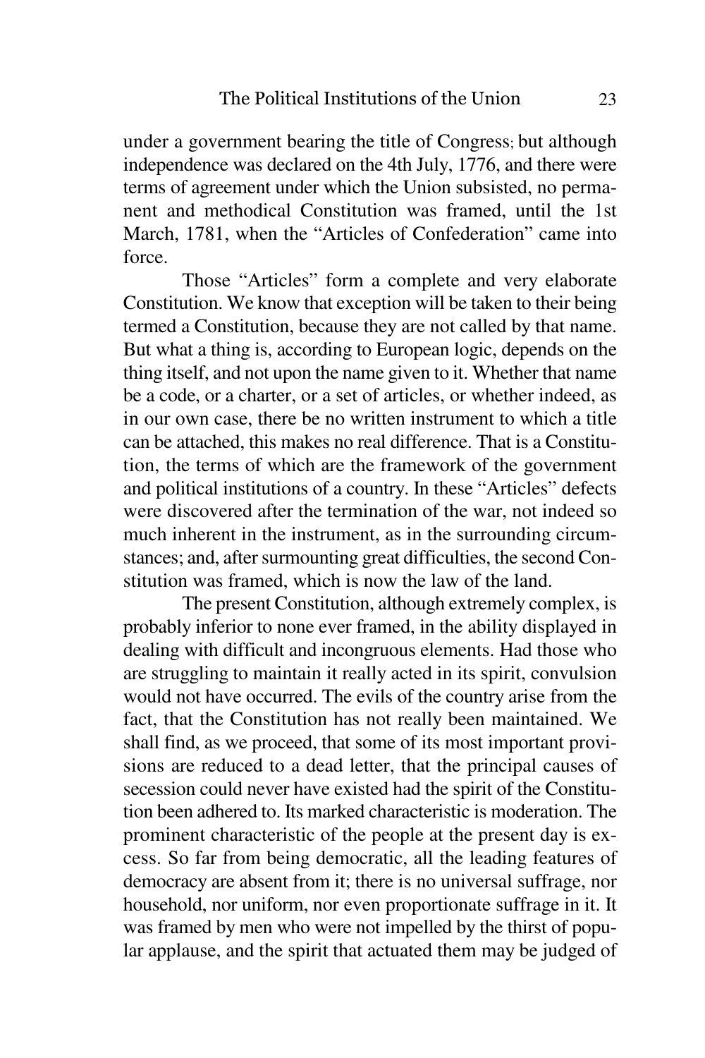under a government bearing the title of Congress; but although independence was declared on the 4th July, 1776, and there were terms of agreement under which the Union subsisted, no permanent and methodical Constitution was framed, until the 1st March, 1781, when the "Articles of Confederation" came into force.

Those "Articles" form a complete and very elaborate Constitution. We know that exception will be taken to their being termed a Constitution, because they are not called by that name. But what a thing is, according to European logic, depends on the thing itself, and not upon the name given to it. Whether that name be a code, or a charter, or a set of articles, or whether indeed, as in our own case, there be no written instrument to which a title can be attached, this makes no real difference. That is a Constitution, the terms of which are the framework of the government and political institutions of a country. In these "Articles" defects were discovered after the termination of the war, not indeed so much inherent in the instrument, as in the surrounding circumstances; and, after surmounting great difficulties, the second Constitution was framed, which is now the law of the land.

The present Constitution, although extremely complex, is probably inferior to none ever framed, in the ability displayed in dealing with difficult and incongruous elements. Had those who are struggling to maintain it really acted in its spirit, convulsion would not have occurred. The evils of the country arise from the fact, that the Constitution has not really been maintained. We shall find, as we proceed, that some of its most important provisions are reduced to a dead letter, that the principal causes of secession could never have existed had the spirit of the Constitution been adhered to. Its marked characteristic is moderation. The prominent characteristic of the people at the present day is excess. So far from being democratic, all the leading features of democracy are absent from it; there is no universal suffrage, nor household, nor uniform, nor even proportionate suffrage in it. It was framed by men who were not impelled by the thirst of popular applause, and the spirit that actuated them may be judged of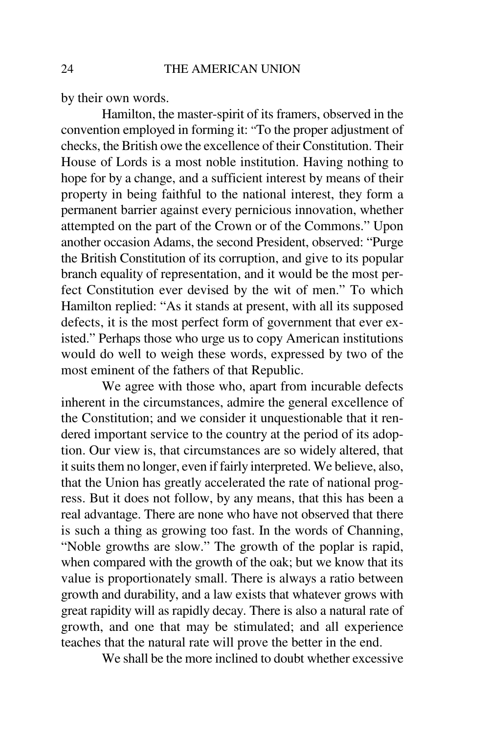by their own words.

Hamilton, the master-spirit of its framers, observed in the convention employed in forming it: "To the proper adjustment of checks, the British owe the excellence of their Constitution. Their House of Lords is a most noble institution. Having nothing to hope for by a change, and a sufficient interest by means of their property in being faithful to the national interest, they form a permanent barrier against every pernicious innovation, whether attempted on the part of the Crown or of the Commons." Upon another occasion Adams, the second President, observed: "Purge the British Constitution of its corruption, and give to its popular branch equality of representation, and it would be the most perfect Constitution ever devised by the wit of men." To which Hamilton replied: "As it stands at present, with all its supposed defects, it is the most perfect form of government that ever existed." Perhaps those who urge us to copy American institutions would do well to weigh these words, expressed by two of the most eminent of the fathers of that Republic.

We agree with those who, apart from incurable defects inherent in the circumstances, admire the general excellence of the Constitution; and we consider it unquestionable that it rendered important service to the country at the period of its adoption. Our view is, that circumstances are so widely altered, that it suits them no longer, even if fairly interpreted. We believe, also, that the Union has greatly accelerated the rate of national progress. But it does not follow, by any means, that this has been a real advantage. There are none who have not observed that there is such a thing as growing too fast. In the words of Channing, "Noble growths are slow." The growth of the poplar is rapid, when compared with the growth of the oak; but we know that its value is proportionately small. There is always a ratio between growth and durability, and a law exists that whatever grows with great rapidity will as rapidly decay. There is also a natural rate of growth, and one that may be stimulated; and all experience teaches that the natural rate will prove the better in the end.

We shall be the more inclined to doubt whether excessive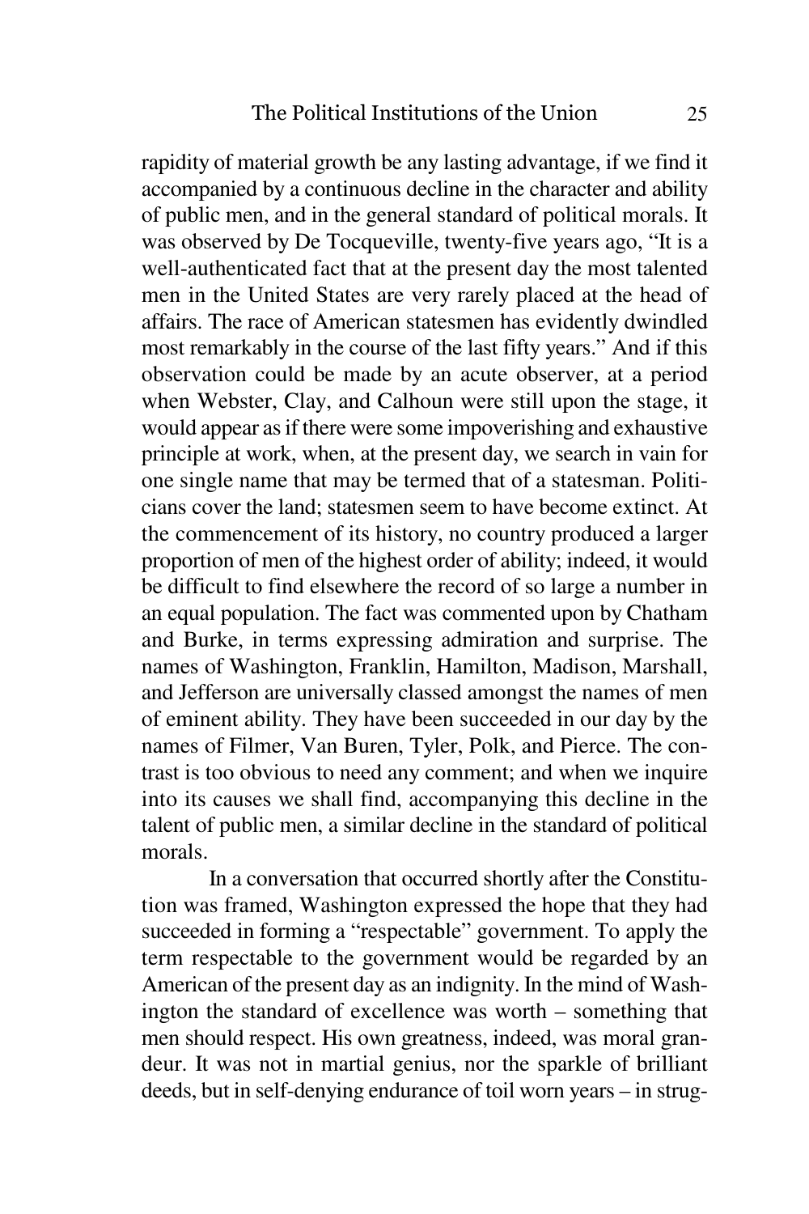rapidity of material growth be any lasting advantage, if we find it accompanied by a continuous decline in the character and ability of public men, and in the general standard of political morals. It was observed by De Tocqueville, twenty-five years ago, "It is a well-authenticated fact that at the present day the most talented men in the United States are very rarely placed at the head of affairs. The race of American statesmen has evidently dwindled most remarkably in the course of the last fifty years." And if this observation could be made by an acute observer, at a period when Webster, Clay, and Calhoun were still upon the stage, it would appear as if there were some impoverishing and exhaustive principle at work, when, at the present day, we search in vain for one single name that may be termed that of a statesman. Politicians cover the land; statesmen seem to have become extinct. At the commencement of its history, no country produced a larger proportion of men of the highest order of ability; indeed, it would be difficult to find elsewhere the record of so large a number in an equal population. The fact was commented upon by Chatham and Burke, in terms expressing admiration and surprise. The names of Washington, Franklin, Hamilton, Madison, Marshall, and Jefferson are universally classed amongst the names of men of eminent ability. They have been succeeded in our day by the names of Filmer, Van Buren, Tyler, Polk, and Pierce. The contrast is too obvious to need any comment; and when we inquire into its causes we shall find, accompanying this decline in the talent of public men, a similar decline in the standard of political morals.

In a conversation that occurred shortly after the Constitution was framed, Washington expressed the hope that they had succeeded in forming a "respectable" government. To apply the term respectable to the government would be regarded by an American of the present day as an indignity. In the mind of Washington the standard of excellence was worth – something that men should respect. His own greatness, indeed, was moral grandeur. It was not in martial genius, nor the sparkle of brilliant deeds, but in self-denying endurance of toil worn years – in strug-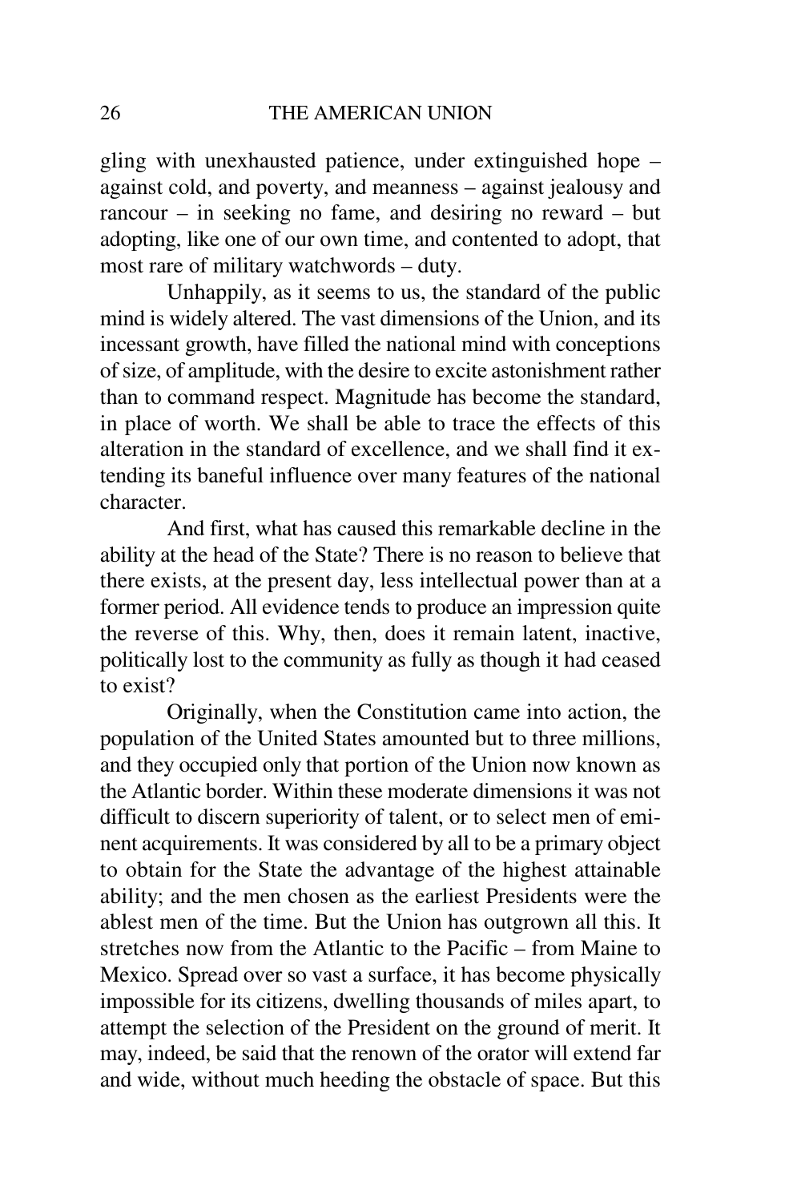gling with unexhausted patience, under extinguished hope – against cold, and poverty, and meanness – against jealousy and rancour – in seeking no fame, and desiring no reward – but adopting, like one of our own time, and contented to adopt, that most rare of military watchwords – duty.

Unhappily, as it seems to us, the standard of the public mind is widely altered. The vast dimensions of the Union, and its incessant growth, have filled the national mind with conceptions of size, of amplitude, with the desire to excite astonishment rather than to command respect. Magnitude has become the standard, in place of worth. We shall be able to trace the effects of this alteration in the standard of excellence, and we shall find it extending its baneful influence over many features of the national character.

And first, what has caused this remarkable decline in the ability at the head of the State? There is no reason to believe that there exists, at the present day, less intellectual power than at a former period. All evidence tends to produce an impression quite the reverse of this. Why, then, does it remain latent, inactive, politically lost to the community as fully as though it had ceased to exist?

Originally, when the Constitution came into action, the population of the United States amounted but to three millions, and they occupied only that portion of the Union now known as the Atlantic border. Within these moderate dimensions it was not difficult to discern superiority of talent, or to select men of eminent acquirements. It was considered by all to be a primary object to obtain for the State the advantage of the highest attainable ability; and the men chosen as the earliest Presidents were the ablest men of the time. But the Union has outgrown all this. It stretches now from the Atlantic to the Pacific – from Maine to Mexico. Spread over so vast a surface, it has become physically impossible for its citizens, dwelling thousands of miles apart, to attempt the selection of the President on the ground of merit. It may, indeed, be said that the renown of the orator will extend far and wide, without much heeding the obstacle of space. But this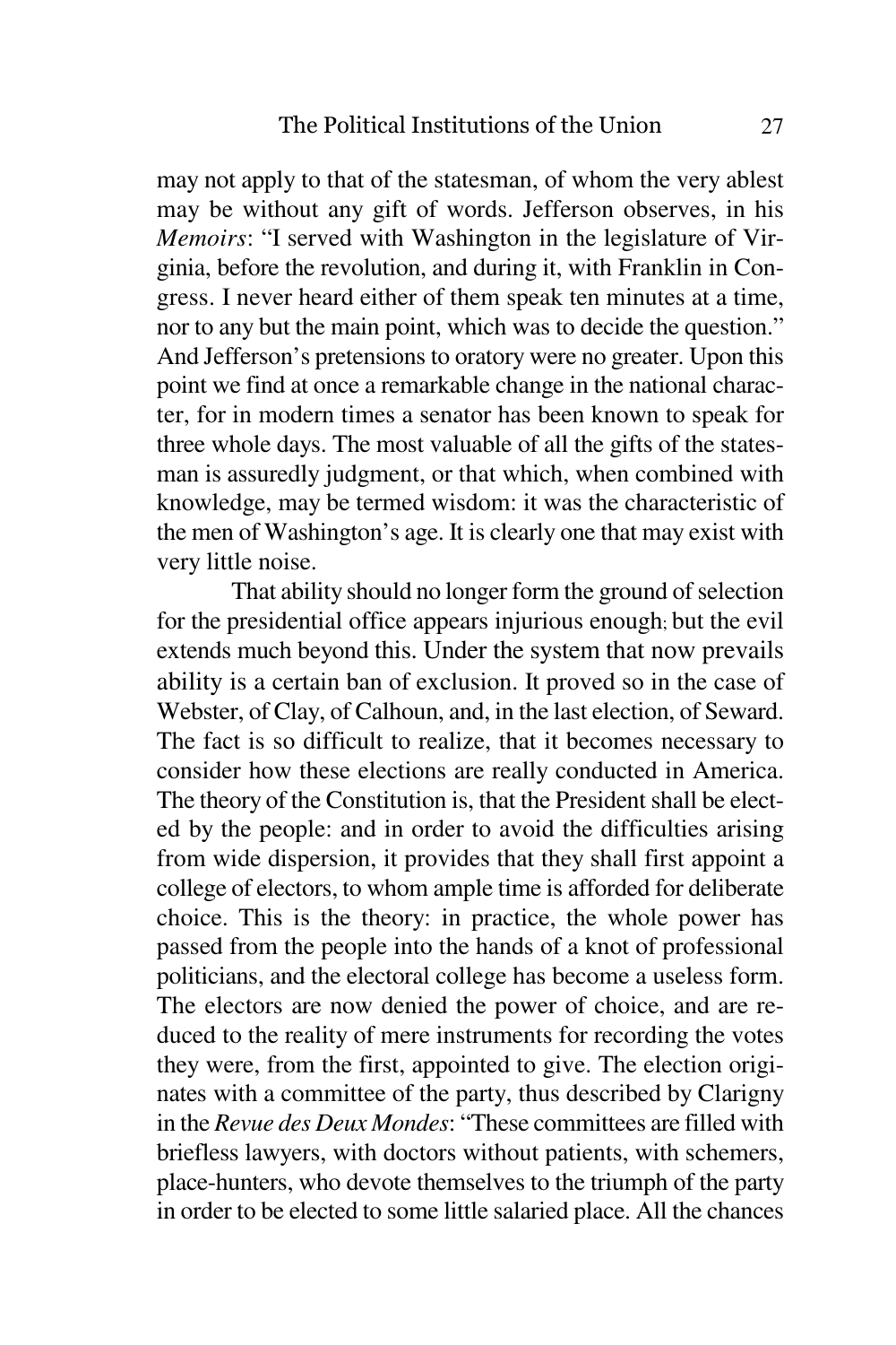may not apply to that of the statesman, of whom the very ablest may be without any gift of words. Jefferson observes, in his *Memoirs*: "I served with Washington in the legislature of Virginia, before the revolution, and during it, with Franklin in Congress. I never heard either of them speak ten minutes at a time, nor to any but the main point, which was to decide the question." And Jefferson's pretensions to oratory were no greater. Upon this point we find at once a remarkable change in the national character, for in modern times a senator has been known to speak for three whole days. The most valuable of all the gifts of the statesman is assuredly judgment, or that which, when combined with knowledge, may be termed wisdom: it was the characteristic of the men of Washington's age. It is clearly one that may exist with very little noise.

That ability should no longer form the ground of selection for the presidential office appears injurious enough; but the evil extends much beyond this. Under the system that now prevails ability is a certain ban of exclusion. It proved so in the case of Webster, of Clay, of Calhoun, and, in the last election, of Seward. The fact is so difficult to realize, that it becomes necessary to consider how these elections are really conducted in America. The theory of the Constitution is, that the President shall be elected by the people: and in order to avoid the difficulties arising from wide dispersion, it provides that they shall first appoint a college of electors, to whom ample time is afforded for deliberate choice. This is the theory: in practice, the whole power has passed from the people into the hands of a knot of professional politicians, and the electoral college has become a useless form. The electors are now denied the power of choice, and are reduced to the reality of mere instruments for recording the votes they were, from the first, appointed to give. The election originates with a committee of the party, thus described by Clarigny in the *Revue des Deux Mondes*: "These committees are filled with briefless lawyers, with doctors without patients, with schemers, place-hunters, who devote themselves to the triumph of the party in order to be elected to some little salaried place. All the chances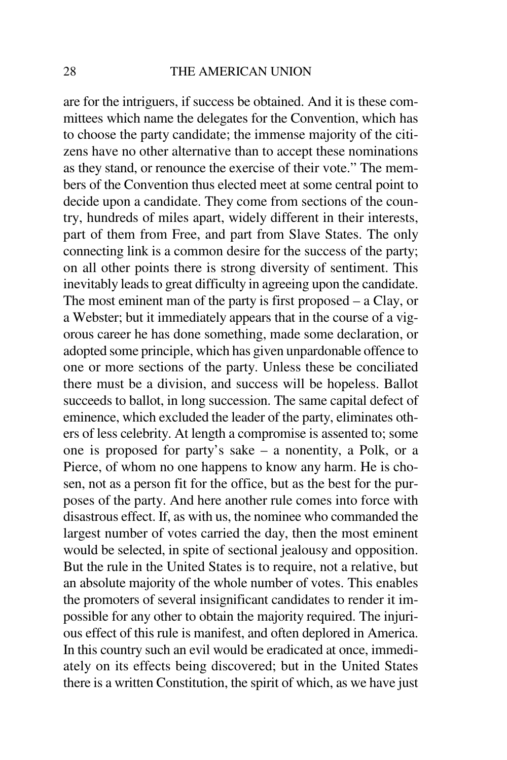are for the intriguers, if success be obtained. And it is these committees which name the delegates for the Convention, which has to choose the party candidate; the immense majority of the citizens have no other alternative than to accept these nominations as they stand, or renounce the exercise of their vote." The members of the Convention thus elected meet at some central point to decide upon a candidate. They come from sections of the country, hundreds of miles apart, widely different in their interests, part of them from Free, and part from Slave States. The only connecting link is a common desire for the success of the party; on all other points there is strong diversity of sentiment. This inevitably leads to great difficulty in agreeing upon the candidate. The most eminent man of the party is first proposed – a Clay, or a Webster; but it immediately appears that in the course of a vigorous career he has done something, made some declaration, or adopted some principle, which has given unpardonable offence to one or more sections of the party. Unless these be conciliated there must be a division, and success will be hopeless. Ballot succeeds to ballot, in long succession. The same capital defect of eminence, which excluded the leader of the party, eliminates others of less celebrity. At length a compromise is assented to; some one is proposed for party's sake – a nonentity, a Polk, or a Pierce, of whom no one happens to know any harm. He is chosen, not as a person fit for the office, but as the best for the purposes of the party. And here another rule comes into force with disastrous effect. If, as with us, the nominee who commanded the largest number of votes carried the day, then the most eminent would be selected, in spite of sectional jealousy and opposition. But the rule in the United States is to require, not a relative, but an absolute majority of the whole number of votes. This enables the promoters of several insignificant candidates to render it impossible for any other to obtain the majority required. The injurious effect of this rule is manifest, and often deplored in America. In this country such an evil would be eradicated at once, immediately on its effects being discovered; but in the United States there is a written Constitution, the spirit of which, as we have just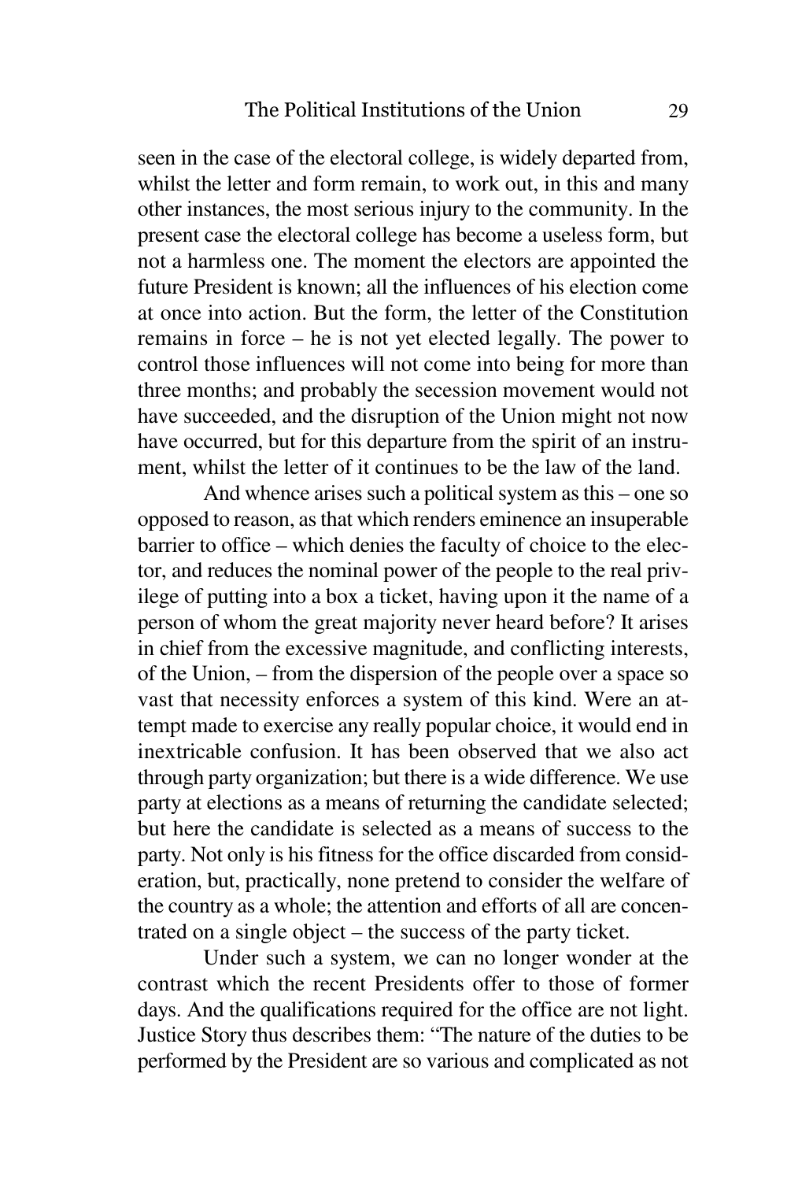seen in the case of the electoral college, is widely departed from, whilst the letter and form remain, to work out, in this and many other instances, the most serious injury to the community. In the present case the electoral college has become a useless form, but not a harmless one. The moment the electors are appointed the future President is known; all the influences of his election come at once into action. But the form, the letter of the Constitution remains in force – he is not yet elected legally. The power to control those influences will not come into being for more than three months; and probably the secession movement would not have succeeded, and the disruption of the Union might not now have occurred, but for this departure from the spirit of an instrument, whilst the letter of it continues to be the law of the land.

And whence arises such a political system as this – one so opposed to reason, as that which renders eminence an insuperable barrier to office – which denies the faculty of choice to the elector, and reduces the nominal power of the people to the real privilege of putting into a box a ticket, having upon it the name of a person of whom the great majority never heard before? It arises in chief from the excessive magnitude, and conflicting interests, of the Union, – from the dispersion of the people over a space so vast that necessity enforces a system of this kind. Were an attempt made to exercise any really popular choice, it would end in inextricable confusion. It has been observed that we also act through party organization; but there is a wide difference. We use party at elections as a means of returning the candidate selected; but here the candidate is selected as a means of success to the party. Not only is his fitness for the office discarded from consideration, but, practically, none pretend to consider the welfare of the country as a whole; the attention and efforts of all are concentrated on a single object – the success of the party ticket.

Under such a system, we can no longer wonder at the contrast which the recent Presidents offer to those of former days. And the qualifications required for the office are not light. Justice Story thus describes them: "The nature of the duties to be performed by the President are so various and complicated as not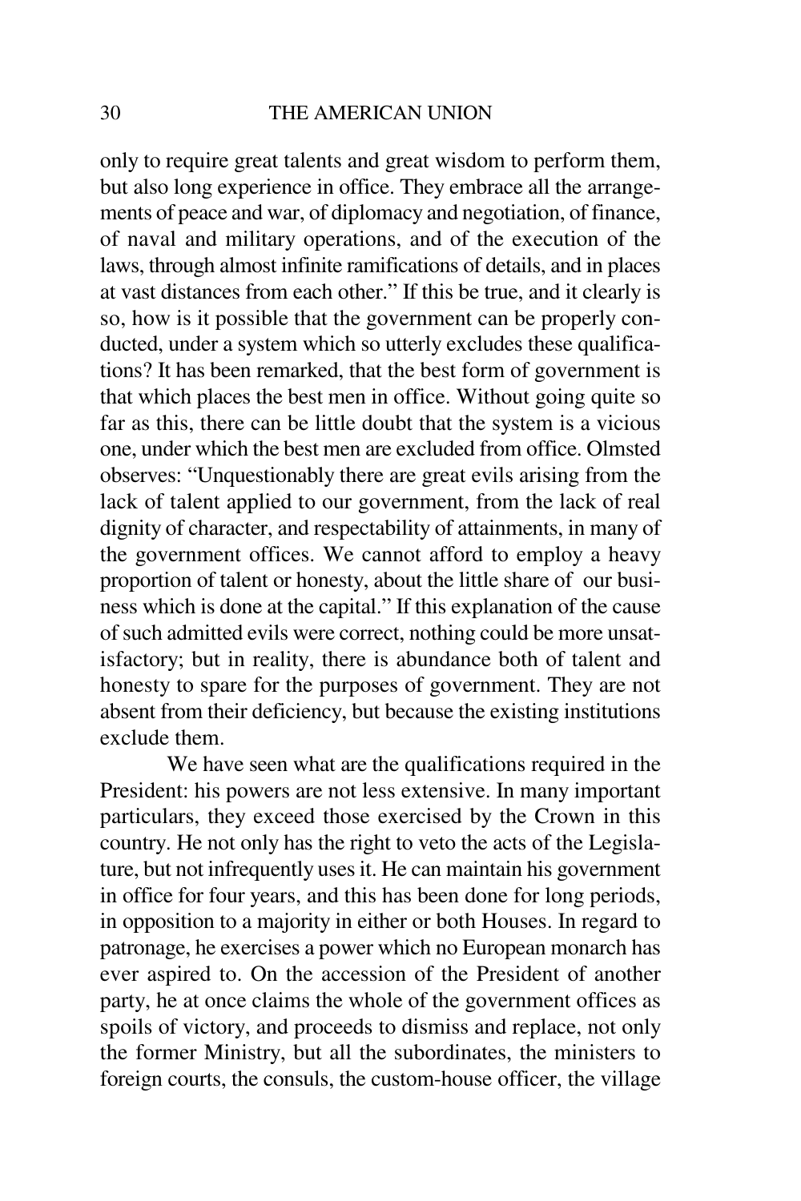only to require great talents and great wisdom to perform them, but also long experience in office. They embrace all the arrangements of peace and war, of diplomacy and negotiation, of finance, of naval and military operations, and of the execution of the laws, through almost infinite ramifications of details, and in places at vast distances from each other." If this be true, and it clearly is so, how is it possible that the government can be properly conducted, under a system which so utterly excludes these qualifications? It has been remarked, that the best form of government is that which places the best men in office. Without going quite so far as this, there can be little doubt that the system is a vicious one, under which the best men are excluded from office. Olmsted observes: "Unquestionably there are great evils arising from the lack of talent applied to our government, from the lack of real dignity of character, and respectability of attainments, in many of the government offices. We cannot afford to employ a heavy proportion of talent or honesty, about the little share of our business which is done at the capital." If this explanation of the cause of such admitted evils were correct, nothing could be more unsatisfactory; but in reality, there is abundance both of talent and honesty to spare for the purposes of government. They are not absent from their deficiency, but because the existing institutions exclude them.

We have seen what are the qualifications required in the President: his powers are not less extensive. In many important particulars, they exceed those exercised by the Crown in this country. He not only has the right to veto the acts of the Legislature, but not infrequently uses it. He can maintain his government in office for four years, and this has been done for long periods, in opposition to a majority in either or both Houses. In regard to patronage, he exercises a power which no European monarch has ever aspired to. On the accession of the President of another party, he at once claims the whole of the government offices as spoils of victory, and proceeds to dismiss and replace, not only the former Ministry, but all the subordinates, the ministers to foreign courts, the consuls, the custom-house officer, the village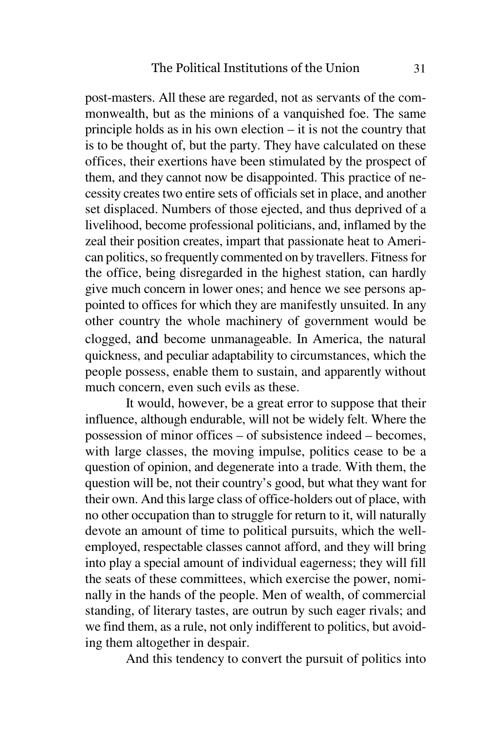post-masters. All these are regarded, not as servants of the commonwealth, but as the minions of a vanquished foe. The same principle holds as in his own election – it is not the country that is to be thought of, but the party. They have calculated on these offices, their exertions have been stimulated by the prospect of them, and they cannot now be disappointed. This practice of necessity creates two entire sets of officials set in place, and another set displaced. Numbers of those ejected, and thus deprived of a livelihood, become professional politicians, and, inflamed by the zeal their position creates, impart that passionate heat to American politics, so frequently commented on by travellers. Fitness for the office, being disregarded in the highest station, can hardly give much concern in lower ones; and hence we see persons appointed to offices for which they are manifestly unsuited. In any other country the whole machinery of government would be clogged, and become unmanageable. In America, the natural quickness, and peculiar adaptability to circumstances, which the people possess, enable them to sustain, and apparently without much concern, even such evils as these.

It would, however, be a great error to suppose that their influence, although endurable, will not be widely felt. Where the possession of minor offices – of subsistence indeed – becomes, with large classes, the moving impulse, politics cease to be a question of opinion, and degenerate into a trade. With them, the question will be, not their country's good, but what they want for their own. And this large class of office-holders out of place, with no other occupation than to struggle for return to it, will naturally devote an amount of time to political pursuits, which the well-employed, respectable classes cannot afford, and they will bring into play a special amount of individual eagerness; they will fill the seats of these committees, which exercise the power, nominally in the hands of the people. Men of wealth, of commercial standing, of literary tastes, are outrun by such eager rivals; and we find them, as a rule, not only indifferent to politics, but avoiding them altogether in despair.

And this tendency to convert the pursuit of politics into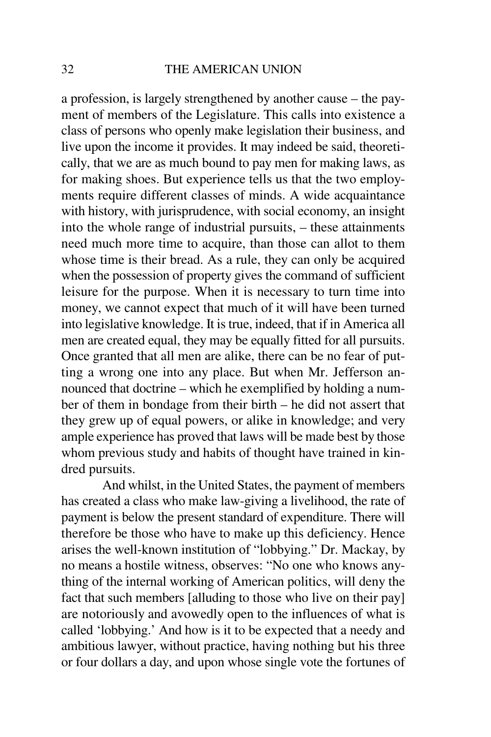a profession, is largely strengthened by another cause – the payment of members of the Legislature. This calls into existence a class of persons who openly make legislation their business, and live upon the income it provides. It may indeed be said, theoretically, that we are as much bound to pay men for making laws, as for making shoes. But experience tells us that the two employments require different classes of minds. A wide acquaintance with history, with jurisprudence, with social economy, an insight into the whole range of industrial pursuits, – these attainments need much more time to acquire, than those can allot to them whose time is their bread. As a rule, they can only be acquired when the possession of property gives the command of sufficient leisure for the purpose. When it is necessary to turn time into money, we cannot expect that much of it will have been turned into legislative knowledge. It is true, indeed, that if in America all men are created equal, they may be equally fitted for all pursuits. Once granted that all men are alike, there can be no fear of putting a wrong one into any place. But when Mr. Jefferson announced that doctrine – which he exemplified by holding a number of them in bondage from their birth – he did not assert that they grew up of equal powers, or alike in knowledge; and very ample experience has proved that laws will be made best by those whom previous study and habits of thought have trained in kindred pursuits.

And whilst, in the United States, the payment of members has created a class who make law-giving a livelihood, the rate of payment is below the present standard of expenditure. There will therefore be those who have to make up this deficiency. Hence arises the well-known institution of "lobbying." Dr. Mackay, by no means a hostile witness, observes: "No one who knows anything of the internal working of American politics, will deny the fact that such members [alluding to those who live on their pay] are notoriously and avowedly open to the influences of what is called 'lobbying.' And how is it to be expected that a needy and ambitious lawyer, without practice, having nothing but his three or four dollars a day, and upon whose single vote the fortunes of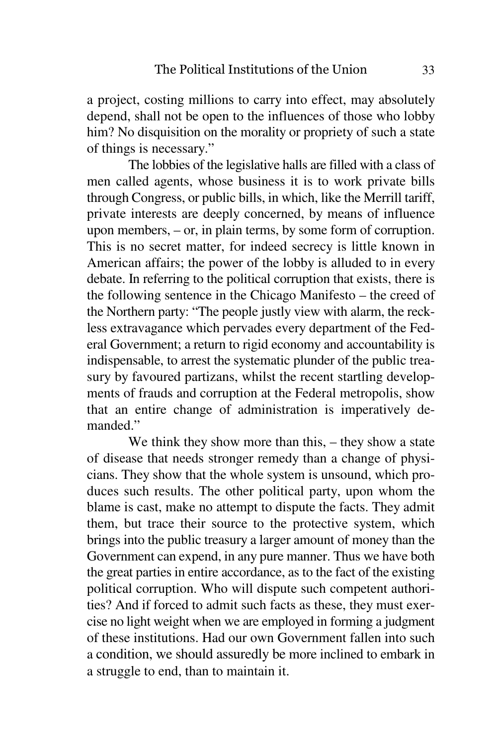a project, costing millions to carry into effect, may absolutely depend, shall not be open to the influences of those who lobby him? No disquisition on the morality or propriety of such a state of things is necessary."

The lobbies of the legislative halls are filled with a class of men called agents, whose business it is to work private bills through Congress, or public bills, in which, like the Merrill tariff, private interests are deeply concerned, by means of influence upon members, – or, in plain terms, by some form of corruption. This is no secret matter, for indeed secrecy is little known in American affairs; the power of the lobby is alluded to in every debate. In referring to the political corruption that exists, there is the following sentence in the Chicago Manifesto – the creed of the Northern party: "The people justly view with alarm, the reckless extravagance which pervades every department of the Federal Government; a return to rigid economy and accountability is indispensable, to arrest the systematic plunder of the public treasury by favoured partizans, whilst the recent startling developments of frauds and corruption at the Federal metropolis, show that an entire change of administration is imperatively demanded."

We think they show more than this, – they show a state of disease that needs stronger remedy than a change of physicians. They show that the whole system is unsound, which produces such results. The other political party, upon whom the blame is cast, make no attempt to dispute the facts. They admit them, but trace their source to the protective system, which brings into the public treasury a larger amount of money than the Government can expend, in any pure manner. Thus we have both the great parties in entire accordance, as to the fact of the existing political corruption. Who will dispute such competent authorities? And if forced to admit such facts as these, they must exercise no light weight when we are employed in forming a judgment of these institutions. Had our own Government fallen into such a condition, we should assuredly be more inclined to embark in a struggle to end, than to maintain it.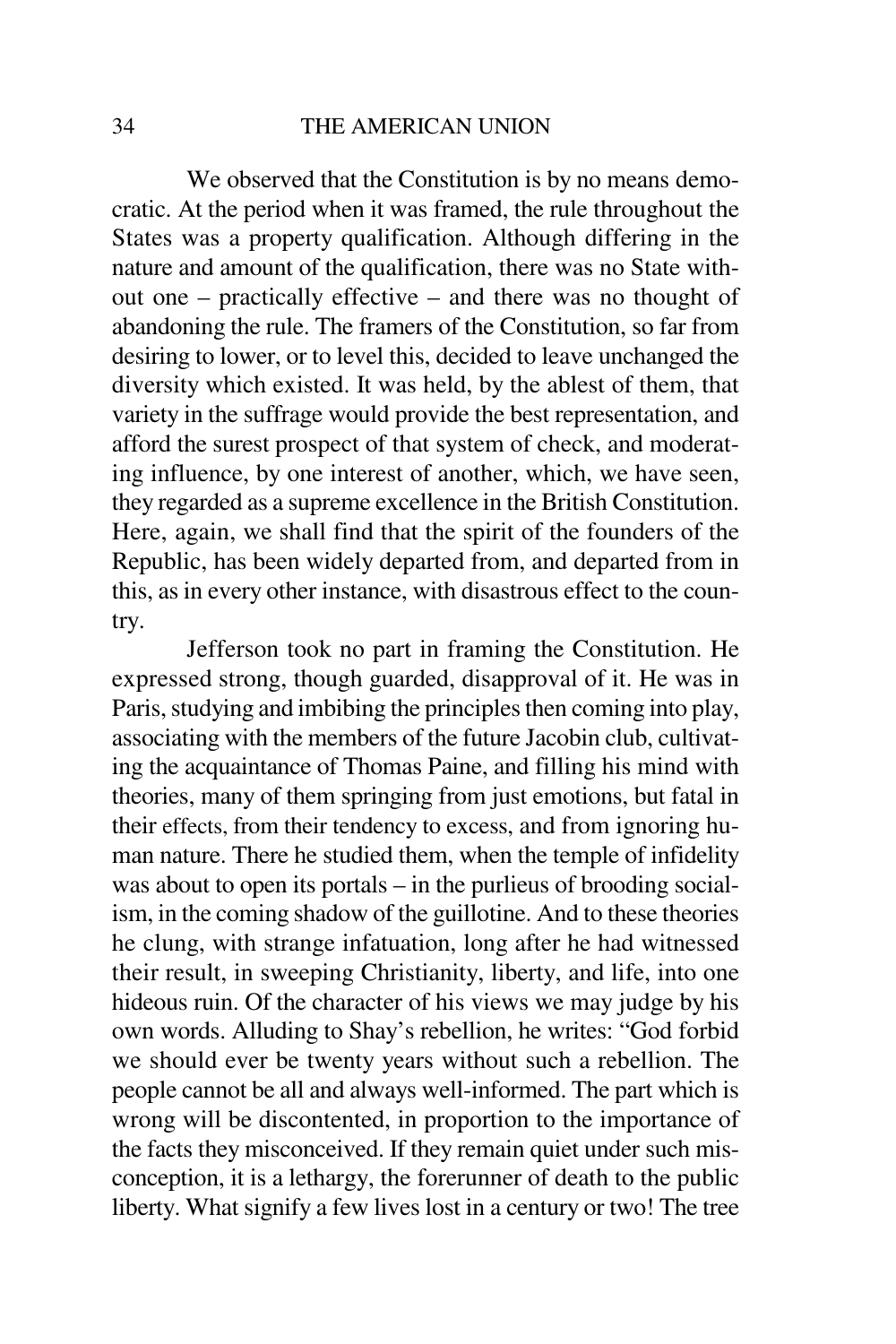We observed that the Constitution is by no means democratic. At the period when it was framed, the rule throughout the States was a property qualification. Although differing in the nature and amount of the qualification, there was no State without one – practically effective – and there was no thought of abandoning the rule. The framers of the Constitution, so far from desiring to lower, or to level this, decided to leave unchanged the diversity which existed. It was held, by the ablest of them, that variety in the suffrage would provide the best representation, and afford the surest prospect of that system of check, and moderating influence, by one interest of another, which, we have seen, they regarded as a supreme excellence in the British Constitution. Here, again, we shall find that the spirit of the founders of the Republic, has been widely departed from, and departed from in this, as in every other instance, with disastrous effect to the country.

Jefferson took no part in framing the Constitution. He expressed strong, though guarded, disapproval of it. He was in Paris, studying and imbibing the principles then coming into play, associating with the members of the future Jacobin club, cultivating the acquaintance of Thomas Paine, and filling his mind with theories, many of them springing from just emotions, but fatal in their effects, from their tendency to excess, and from ignoring human nature. There he studied them, when the temple of infidelity was about to open its portals – in the purlieus of brooding socialism, in the coming shadow of the guillotine. And to these theories he clung, with strange infatuation, long after he had witnessed their result, in sweeping Christianity, liberty, and life, into one hideous ruin. Of the character of his views we may judge by his own words. Alluding to Shay's rebellion, he writes: "God forbid we should ever be twenty years without such a rebellion. The people cannot be all and always well-informed. The part which is wrong will be discontented, in proportion to the importance of the facts they misconceived. If they remain quiet under such misconception, it is a lethargy, the forerunner of death to the public liberty. What signify a few lives lost in a century or two! The tree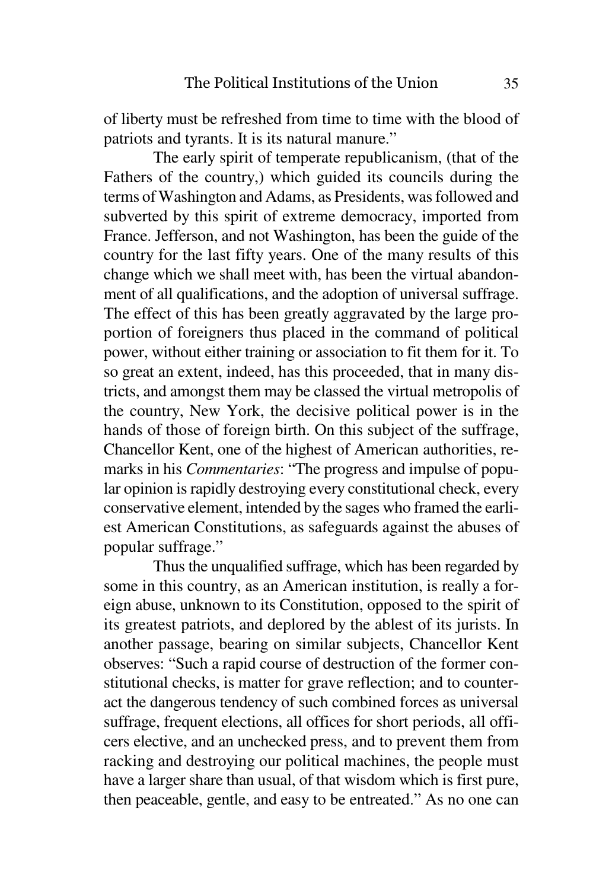of liberty must be refreshed from time to time with the blood of patriots and tyrants. It is its natural manure."

The early spirit of temperate republicanism, (that of the Fathers of the country,) which guided its councils during the terms of Washington and Adams, as Presidents, was followed and subverted by this spirit of extreme democracy, imported from France. Jefferson, and not Washington, has been the guide of the country for the last fifty years. One of the many results of this change which we shall meet with, has been the virtual abandonment of all qualifications, and the adoption of universal suffrage. The effect of this has been greatly aggravated by the large proportion of foreigners thus placed in the command of political power, without either training or association to fit them for it. To so great an extent, indeed, has this proceeded, that in many districts, and amongst them may be classed the virtual metropolis of the country, New York, the decisive political power is in the hands of those of foreign birth. On this subject of the suffrage, Chancellor Kent, one of the highest of American authorities, remarks in his *Commentaries*: "The progress and impulse of popular opinion is rapidly destroying every constitutional check, every conservative element, intended by the sages who framed the earliest American Constitutions, as safeguards against the abuses of popular suffrage."

Thus the unqualified suffrage, which has been regarded by some in this country, as an American institution, is really a foreign abuse, unknown to its Constitution, opposed to the spirit of its greatest patriots, and deplored by the ablest of its jurists. In another passage, bearing on similar subjects, Chancellor Kent observes: "Such a rapid course of destruction of the former constitutional checks, is matter for grave reflection; and to counteract the dangerous tendency of such combined forces as universal suffrage, frequent elections, all offices for short periods, all officers elective, and an unchecked press, and to prevent them from racking and destroying our political machines, the people must have a larger share than usual, of that wisdom which is first pure, then peaceable, gentle, and easy to be entreated." As no one can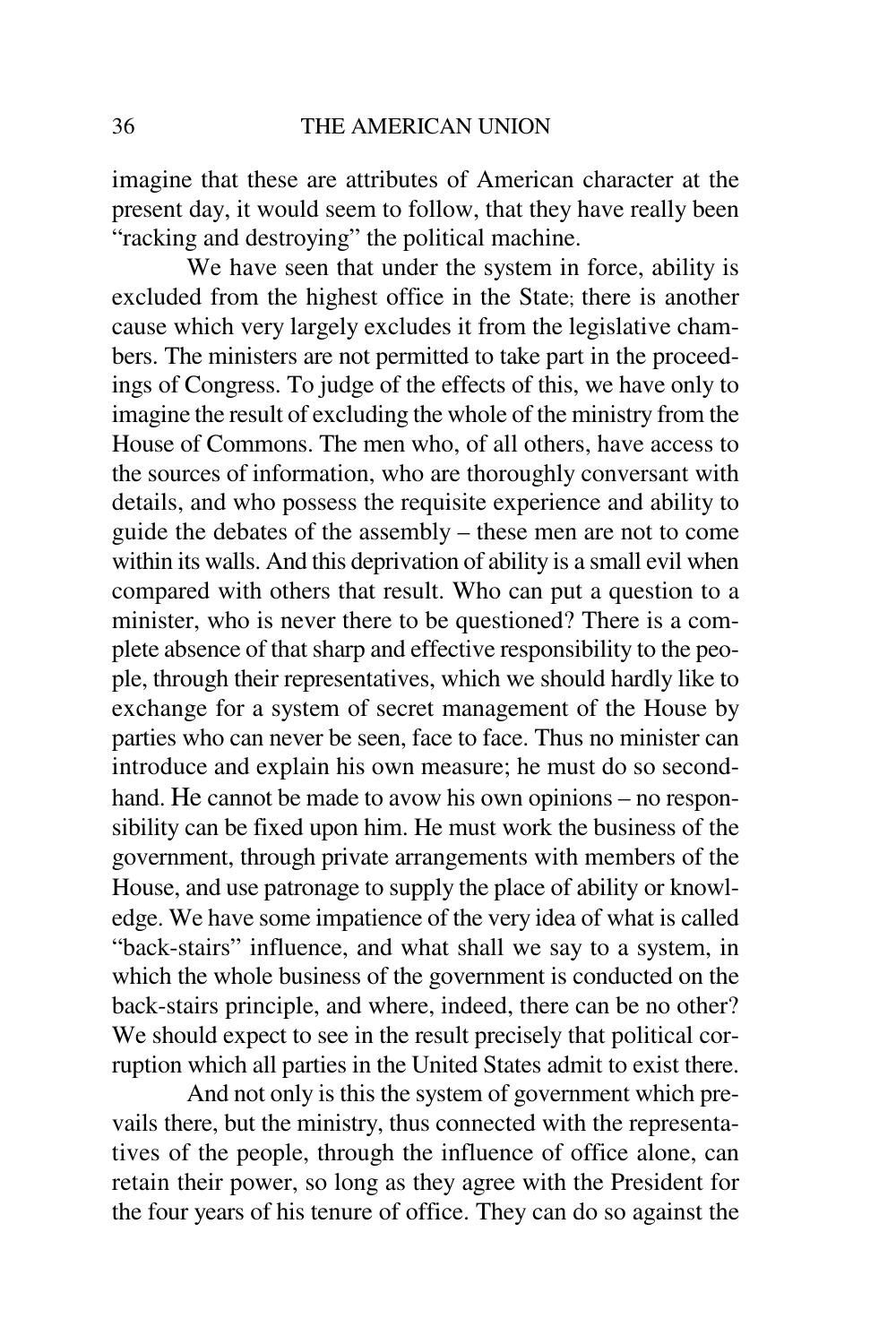imagine that these are attributes of American character at the present day, it would seem to follow, that they have really been "racking and destroying" the political machine.

We have seen that under the system in force, ability is excluded from the highest office in the State; there is another cause which very largely excludes it from the legislative chambers. The ministers are not permitted to take part in the proceedings of Congress. To judge of the effects of this, we have only to imagine the result of excluding the whole of the ministry from the House of Commons. The men who, of all others, have access to the sources of information, who are thoroughly conversant with details, and who possess the requisite experience and ability to guide the debates of the assembly – these men are not to come within its walls. And this deprivation of ability is a small evil when compared with others that result. Who can put a question to a minister, who is never there to be questioned? There is a complete absence of that sharp and effective responsibility to the people, through their representatives, which we should hardly like to exchange for a system of secret management of the House by parties who can never be seen, face to face. Thus no minister can introduce and explain his own measure; he must do so second-hand. He cannot be made to avow his own opinions – no responsibility can be fixed upon him. He must work the business of the government, through private arrangements with members of the House, and use patronage to supply the place of ability or knowledge. We have some impatience of the very idea of what is called "back-stairs" influence, and what shall we say to a system, in which the whole business of the government is conducted on the back-stairs principle, and where, indeed, there can be no other? We should expect to see in the result precisely that political corruption which all parties in the United States admit to exist there.

And not only is this the system of government which prevails there, but the ministry, thus connected with the representatives of the people, through the influence of office alone, can retain their power, so long as they agree with the President for the four years of his tenure of office. They can do so against the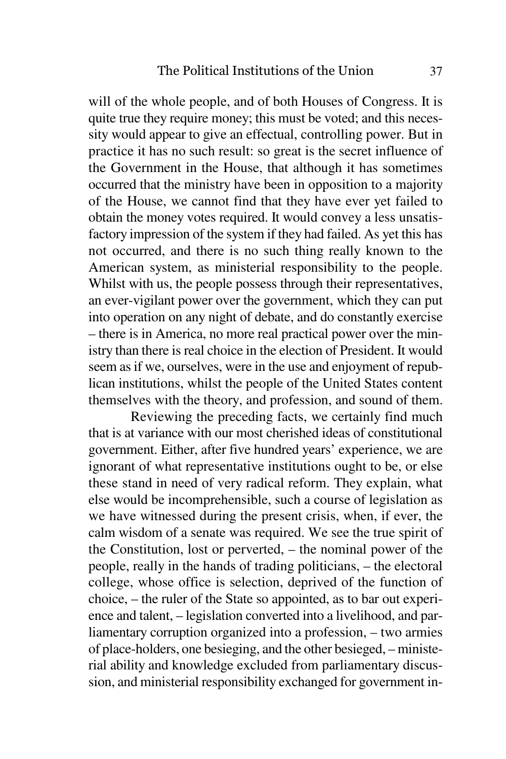will of the whole people, and of both Houses of Congress. It is quite true they require money; this must be voted; and this necessity would appear to give an effectual, controlling power. But in practice it has no such result: so great is the secret influence of the Government in the House, that although it has sometimes occurred that the ministry have been in opposition to a majority of the House, we cannot find that they have ever yet failed to obtain the money votes required. It would convey a less unsatisfactory impression of the system if they had failed. As yet this has not occurred, and there is no such thing really known to the American system, as ministerial responsibility to the people. Whilst with us, the people possess through their representatives, an ever-vigilant power over the government, which they can put into operation on any night of debate, and do constantly exercise – there is in America, no more real practical power over the ministry than there is real choice in the election of President. It would seem as if we, ourselves, were in the use and enjoyment of republican institutions, whilst the people of the United States content themselves with the theory, and profession, and sound of them.

Reviewing the preceding facts, we certainly find much that is at variance with our most cherished ideas of constitutional government. Either, after five hundred years' experience, we are ignorant of what representative institutions ought to be, or else these stand in need of very radical reform. They explain, what else would be incomprehensible, such a course of legislation as we have witnessed during the present crisis, when, if ever, the calm wisdom of a senate was required. We see the true spirit of the Constitution, lost or perverted, – the nominal power of the people, really in the hands of trading politicians, – the electoral college, whose office is selection, deprived of the function of choice, – the ruler of the State so appointed, as to bar out experience and talent, – legislation converted into a livelihood, and parliamentary corruption organized into a profession, – two armies of place-holders, one besieging, and the other besieged, – ministerial ability and knowledge excluded from parliamentary discussion, and ministerial responsibility exchanged for government in-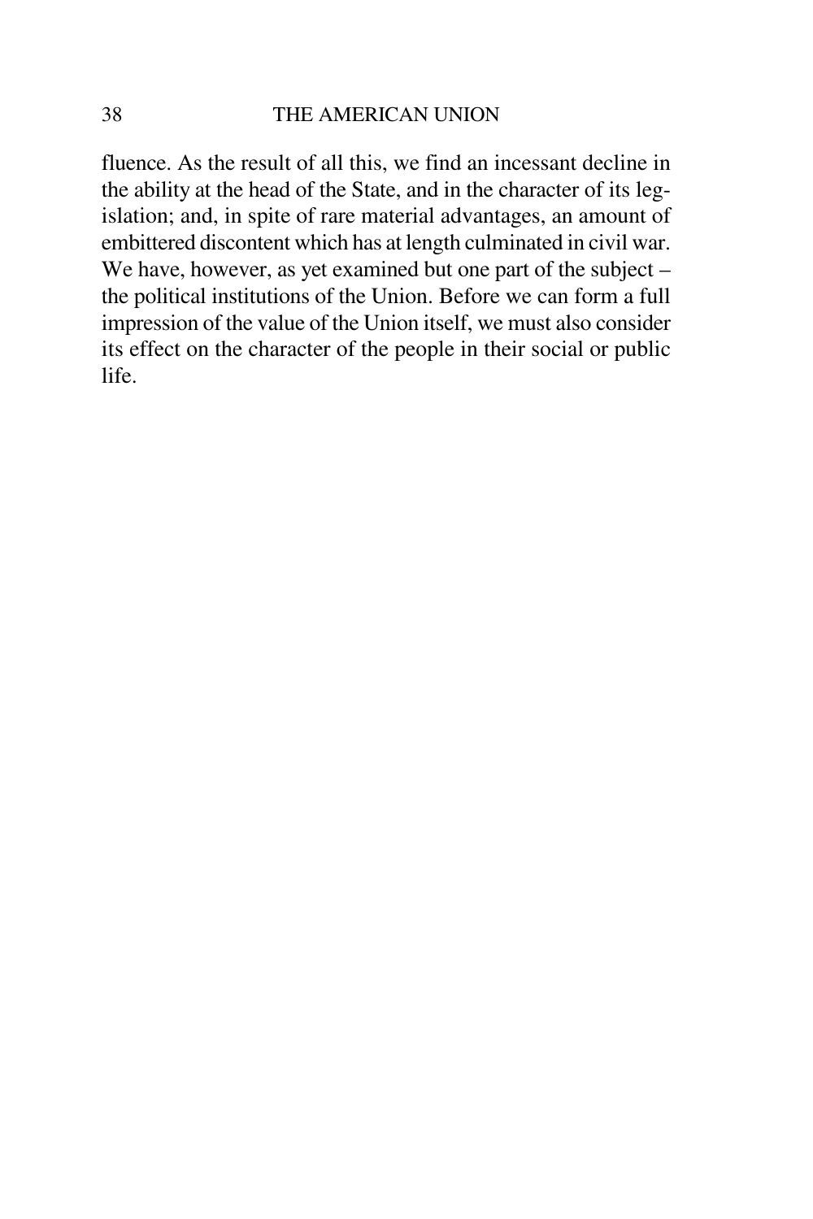fluence. As the result of all this, we find an incessant decline in the ability at the head of the State, and in the character of its legislation; and, in spite of rare material advantages, an amount of embittered discontent which has at length culminated in civil war. We have, however, as yet examined but one part of the subject – the political institutions of the Union. Before we can form a full impression of the value of the Union itself, we must also consider its effect on the character of the people in their social or public life.